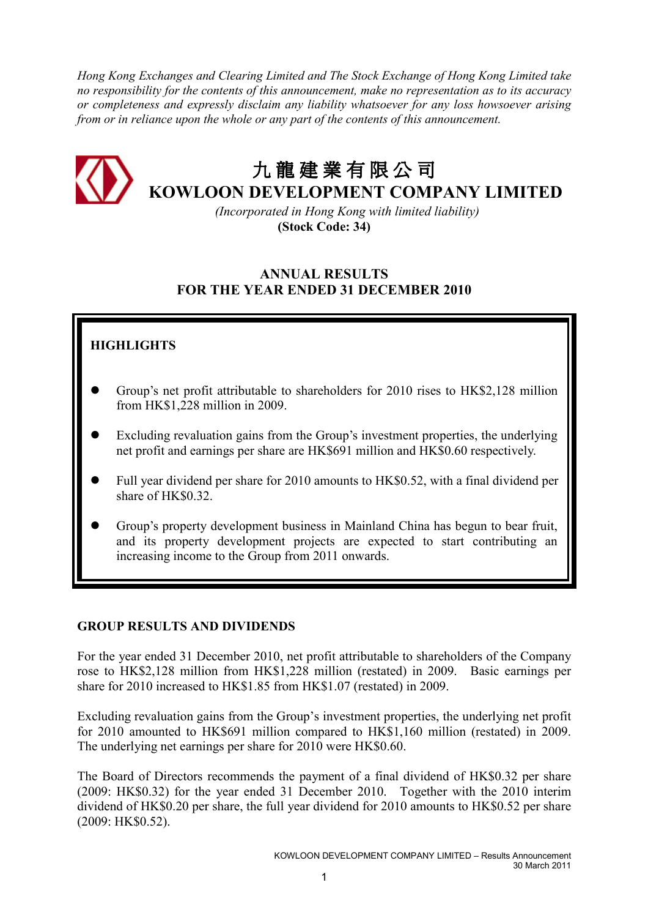*Hong Kong Exchanges and Clearing Limited and The Stock Exchange of Hong Kong Limited take no responsibility for the contents of this announcement, make no representation as to its accuracy or completeness and expressly disclaim any liability whatsoever for any loss howsoever arising from or in reliance upon the whole or any part of the contents of this announcement.*

# 九龍建業有限公司
# KOWLOON DEVELOPMENT COMPANY LIMITED

*(Incorporated in Hong Kong with limited liability)*
**(Stock Code: 34)**

## ANNUAL RESULTS
## FOR THE YEAR ENDED 31 DECEMBER 2010

**HIGHLIGHTS**

- Group's net profit attributable to shareholders for 2010 rises to HK$2,128 million from HK$1,228 million in 2009.
- Excluding revaluation gains from the Group's investment properties, the underlying net profit and earnings per share are HK$691 million and HK$0.60 respectively.
- Full year dividend per share for 2010 amounts to HK$0.52, with a final dividend per share of HK$0.32.
- Group's property development business in Mainland China has begun to bear fruit, and its property development projects are expected to start contributing an increasing income to the Group from 2011 onwards.

### GROUP RESULTS AND DIVIDENDS

For the year ended 31 December 2010, net profit attributable to shareholders of the Company rose to HK$2,128 million from HK$1,228 million (restated) in 2009. Basic earnings per share for 2010 increased to HK$1.85 from HK$1.07 (restated) in 2009.

Excluding revaluation gains from the Group's investment properties, the underlying net profit for 2010 amounted to HK$691 million compared to HK$1,160 million (restated) in 2009. The underlying net earnings per share for 2010 were HK$0.60.

The Board of Directors recommends the payment of a final dividend of HK$0.32 per share (2009: HK$0.32) for the year ended 31 December 2010. Together with the 2010 interim dividend of HK$0.20 per share, the full year dividend for 2010 amounts to HK$0.52 per share (2009: HK$0.52).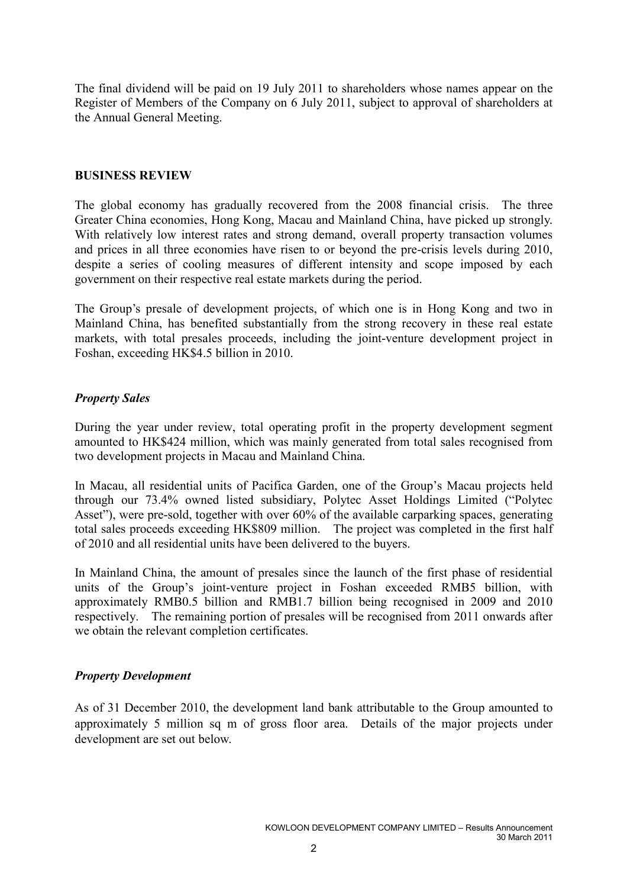The final dividend will be paid on 19 July 2011 to shareholders whose names appear on the Register of Members of the Company on 6 July 2011, subject to approval of shareholders at the Annual General Meeting.

## BUSINESS REVIEW

The global economy has gradually recovered from the 2008 financial crisis. The three Greater China economies, Hong Kong, Macau and Mainland China, have picked up strongly. With relatively low interest rates and strong demand, overall property transaction volumes and prices in all three economies have risen to or beyond the pre-crisis levels during 2010, despite a series of cooling measures of different intensity and scope imposed by each government on their respective real estate markets during the period.

The Group's presale of development projects, of which one is in Hong Kong and two in Mainland China, has benefited substantially from the strong recovery in these real estate markets, with total presales proceeds, including the joint-venture development project in Foshan, exceeding HK$4.5 billion in 2010.

### *Property Sales*

During the year under review, total operating profit in the property development segment amounted to HK$424 million, which was mainly generated from total sales recognised from two development projects in Macau and Mainland China.

In Macau, all residential units of Pacifica Garden, one of the Group's Macau projects held through our 73.4% owned listed subsidiary, Polytec Asset Holdings Limited ("Polytec Asset"), were pre-sold, together with over 60% of the available carparking spaces, generating total sales proceeds exceeding HK$809 million. The project was completed in the first half of 2010 and all residential units have been delivered to the buyers.

In Mainland China, the amount of presales since the launch of the first phase of residential units of the Group's joint-venture project in Foshan exceeded RMB5 billion, with approximately RMB0.5 billion and RMB1.7 billion being recognised in 2009 and 2010 respectively. The remaining portion of presales will be recognised from 2011 onwards after we obtain the relevant completion certificates.

### *Property Development*

As of 31 December 2010, the development land bank attributable to the Group amounted to approximately 5 million sq m of gross floor area. Details of the major projects under development are set out below.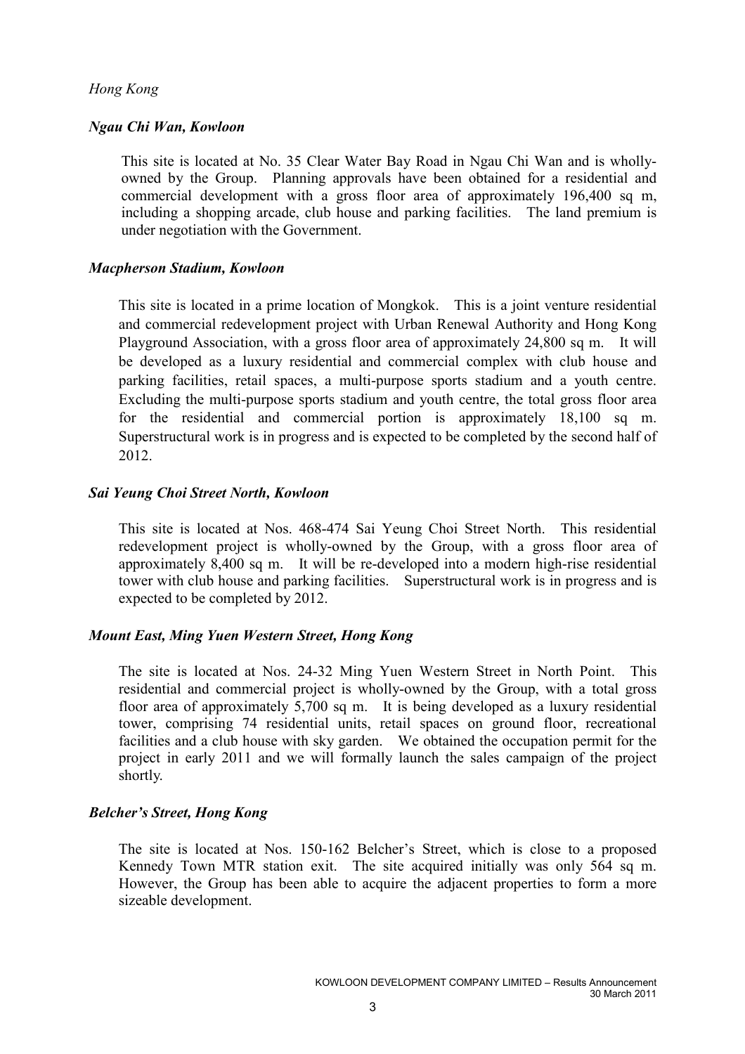*Hong Kong*

***Ngau Chi Wan, Kowloon***

This site is located at No. 35 Clear Water Bay Road in Ngau Chi Wan and is wholly-owned by the Group. Planning approvals have been obtained for a residential and commercial development with a gross floor area of approximately 196,400 sq m, including a shopping arcade, club house and parking facilities. The land premium is under negotiation with the Government.

***Macpherson Stadium, Kowloon***

This site is located in a prime location of Mongkok. This is a joint venture residential and commercial redevelopment project with Urban Renewal Authority and Hong Kong Playground Association, with a gross floor area of approximately 24,800 sq m. It will be developed as a luxury residential and commercial complex with club house and parking facilities, retail spaces, a multi-purpose sports stadium and a youth centre. Excluding the multi-purpose sports stadium and youth centre, the total gross floor area for the residential and commercial portion is approximately 18,100 sq m. Superstructural work is in progress and is expected to be completed by the second half of 2012.

***Sai Yeung Choi Street North, Kowloon***

This site is located at Nos. 468-474 Sai Yeung Choi Street North. This residential redevelopment project is wholly-owned by the Group, with a gross floor area of approximately 8,400 sq m. It will be re-developed into a modern high-rise residential tower with club house and parking facilities. Superstructural work is in progress and is expected to be completed by 2012.

***Mount East, Ming Yuen Western Street, Hong Kong***

The site is located at Nos. 24-32 Ming Yuen Western Street in North Point. This residential and commercial project is wholly-owned by the Group, with a total gross floor area of approximately 5,700 sq m. It is being developed as a luxury residential tower, comprising 74 residential units, retail spaces on ground floor, recreational facilities and a club house with sky garden. We obtained the occupation permit for the project in early 2011 and we will formally launch the sales campaign of the project shortly.

***Belcher's Street, Hong Kong***

The site is located at Nos. 150-162 Belcher's Street, which is close to a proposed Kennedy Town MTR station exit. The site acquired initially was only 564 sq m. However, the Group has been able to acquire the adjacent properties to form a more sizeable development.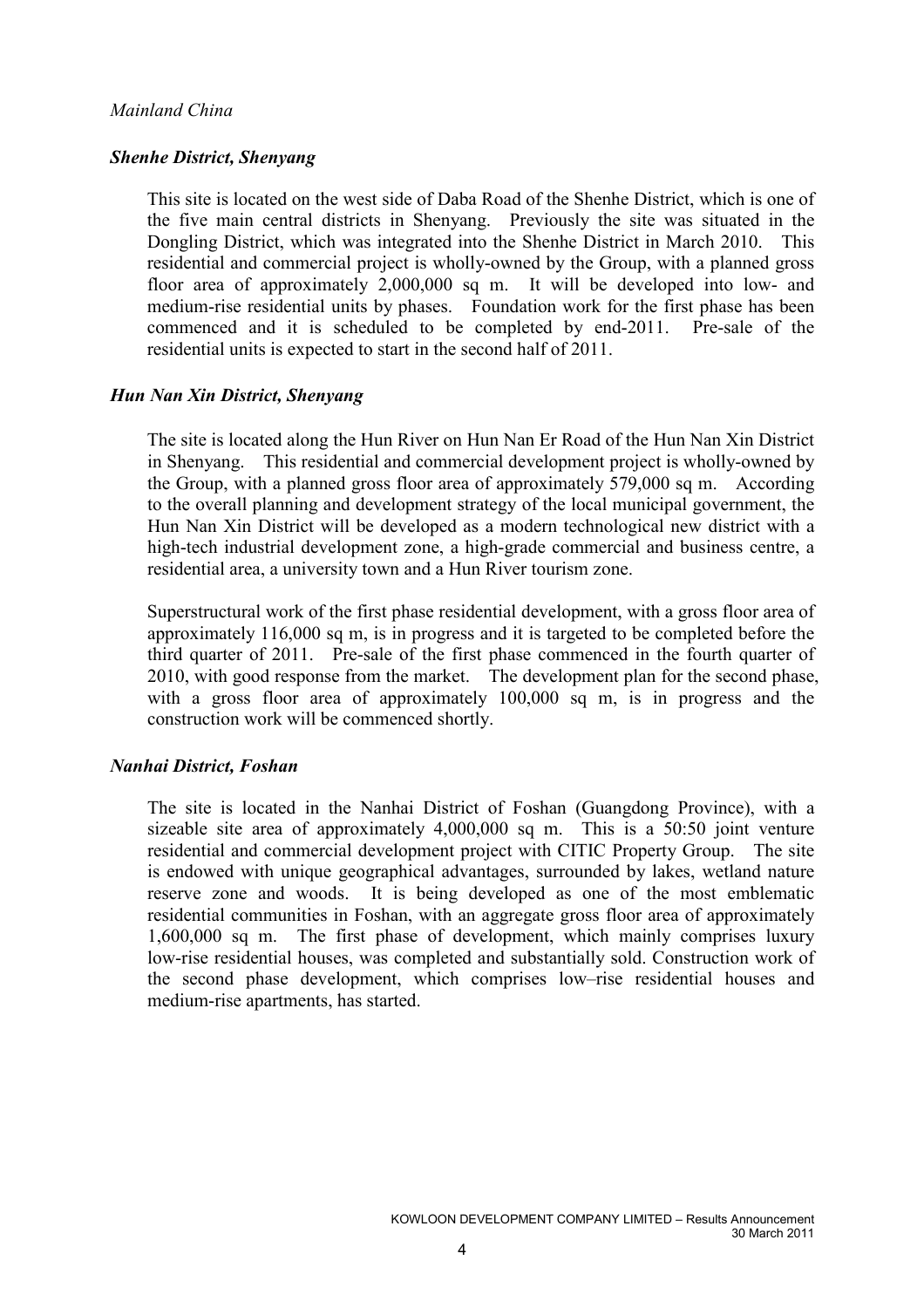*Mainland China*

***Shenhe District, Shenyang***

This site is located on the west side of Daba Road of the Shenhe District, which is one of the five main central districts in Shenyang. Previously the site was situated in the Dongling District, which was integrated into the Shenhe District in March 2010. This residential and commercial project is wholly-owned by the Group, with a planned gross floor area of approximately 2,000,000 sq m. It will be developed into low- and medium-rise residential units by phases. Foundation work for the first phase has been commenced and it is scheduled to be completed by end-2011. Pre-sale of the residential units is expected to start in the second half of 2011.

***Hun Nan Xin District, Shenyang***

The site is located along the Hun River on Hun Nan Er Road of the Hun Nan Xin District in Shenyang. This residential and commercial development project is wholly-owned by the Group, with a planned gross floor area of approximately 579,000 sq m. According to the overall planning and development strategy of the local municipal government, the Hun Nan Xin District will be developed as a modern technological new district with a high-tech industrial development zone, a high-grade commercial and business centre, a residential area, a university town and a Hun River tourism zone.

Superstructural work of the first phase residential development, with a gross floor area of approximately 116,000 sq m, is in progress and it is targeted to be completed before the third quarter of 2011. Pre-sale of the first phase commenced in the fourth quarter of 2010, with good response from the market. The development plan for the second phase, with a gross floor area of approximately 100,000 sq m, is in progress and the construction work will be commenced shortly.

***Nanhai District, Foshan***

The site is located in the Nanhai District of Foshan (Guangdong Province), with a sizeable site area of approximately 4,000,000 sq m. This is a 50:50 joint venture residential and commercial development project with CITIC Property Group. The site is endowed with unique geographical advantages, surrounded by lakes, wetland nature reserve zone and woods. It is being developed as one of the most emblematic residential communities in Foshan, with an aggregate gross floor area of approximately 1,600,000 sq m. The first phase of development, which mainly comprises luxury low-rise residential houses, was completed and substantially sold. Construction work of the second phase development, which comprises low–rise residential houses and medium-rise apartments, has started.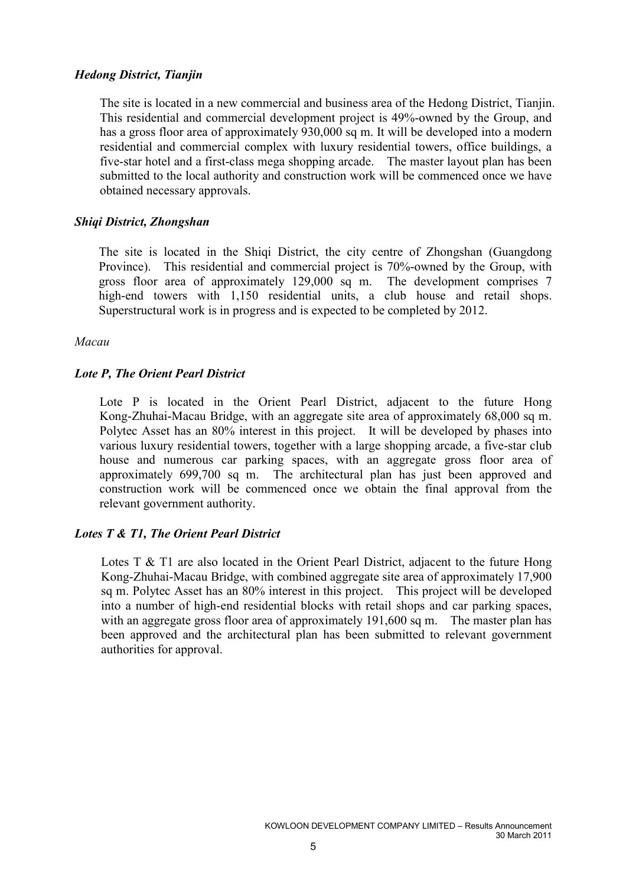***Hedong District, Tianjin***

The site is located in a new commercial and business area of the Hedong District, Tianjin. This residential and commercial development project is 49%-owned by the Group, and has a gross floor area of approximately 930,000 sq m. It will be developed into a modern residential and commercial complex with luxury residential towers, office buildings, a five-star hotel and a first-class mega shopping arcade. The master layout plan has been submitted to the local authority and construction work will be commenced once we have obtained necessary approvals.

***Shiqi District, Zhongshan***

The site is located in the Shiqi District, the city centre of Zhongshan (Guangdong Province). This residential and commercial project is 70%-owned by the Group, with gross floor area of approximately 129,000 sq m. The development comprises 7 high-end towers with 1,150 residential units, a club house and retail shops. Superstructural work is in progress and is expected to be completed by 2012.

*Macau*

***Lote P, The Orient Pearl District***

Lote P is located in the Orient Pearl District, adjacent to the future Hong Kong-Zhuhai-Macau Bridge, with an aggregate site area of approximately 68,000 sq m. Polytec Asset has an 80% interest in this project. It will be developed by phases into various luxury residential towers, together with a large shopping arcade, a five-star club house and numerous car parking spaces, with an aggregate gross floor area of approximately 699,700 sq m. The architectural plan has just been approved and construction work will be commenced once we obtain the final approval from the relevant government authority.

***Lotes T & T1, The Orient Pearl District***

Lotes T & T1 are also located in the Orient Pearl District, adjacent to the future Hong Kong-Zhuhai-Macau Bridge, with combined aggregate site area of approximately 17,900 sq m. Polytec Asset has an 80% interest in this project. This project will be developed into a number of high-end residential blocks with retail shops and car parking spaces, with an aggregate gross floor area of approximately 191,600 sq m. The master plan has been approved and the architectural plan has been submitted to relevant government authorities for approval.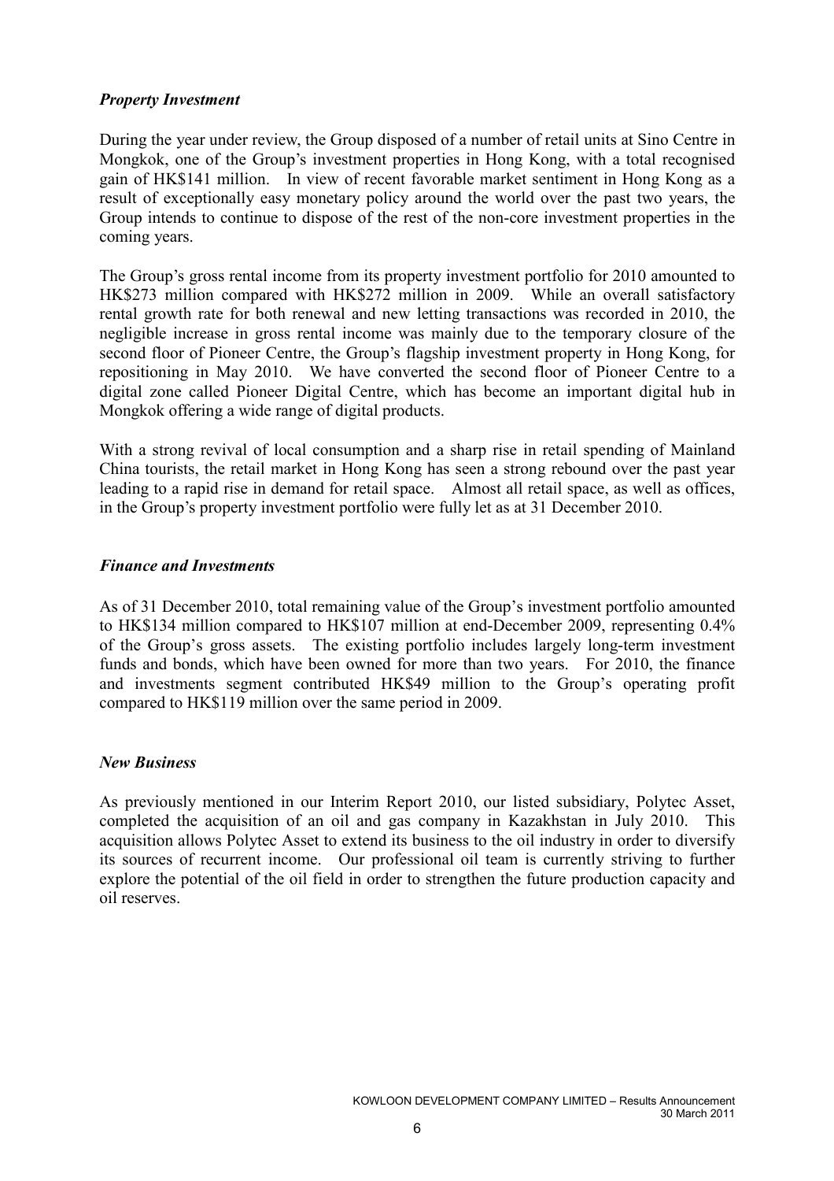### *Property Investment*

During the year under review, the Group disposed of a number of retail units at Sino Centre in Mongkok, one of the Group's investment properties in Hong Kong, with a total recognised gain of HK$141 million. In view of recent favorable market sentiment in Hong Kong as a result of exceptionally easy monetary policy around the world over the past two years, the Group intends to continue to dispose of the rest of the non-core investment properties in the coming years.

The Group's gross rental income from its property investment portfolio for 2010 amounted to HK$273 million compared with HK$272 million in 2009. While an overall satisfactory rental growth rate for both renewal and new letting transactions was recorded in 2010, the negligible increase in gross rental income was mainly due to the temporary closure of the second floor of Pioneer Centre, the Group's flagship investment property in Hong Kong, for repositioning in May 2010. We have converted the second floor of Pioneer Centre to a digital zone called Pioneer Digital Centre, which has become an important digital hub in Mongkok offering a wide range of digital products.

With a strong revival of local consumption and a sharp rise in retail spending of Mainland China tourists, the retail market in Hong Kong has seen a strong rebound over the past year leading to a rapid rise in demand for retail space. Almost all retail space, as well as offices, in the Group's property investment portfolio were fully let as at 31 December 2010.

### *Finance and Investments*

As of 31 December 2010, total remaining value of the Group's investment portfolio amounted to HK$134 million compared to HK$107 million at end-December 2009, representing 0.4% of the Group's gross assets. The existing portfolio includes largely long-term investment funds and bonds, which have been owned for more than two years. For 2010, the finance and investments segment contributed HK$49 million to the Group's operating profit compared to HK$119 million over the same period in 2009.

### *New Business*

As previously mentioned in our Interim Report 2010, our listed subsidiary, Polytec Asset, completed the acquisition of an oil and gas company in Kazakhstan in July 2010. This acquisition allows Polytec Asset to extend its business to the oil industry in order to diversify its sources of recurrent income. Our professional oil team is currently striving to further explore the potential of the oil field in order to strengthen the future production capacity and oil reserves.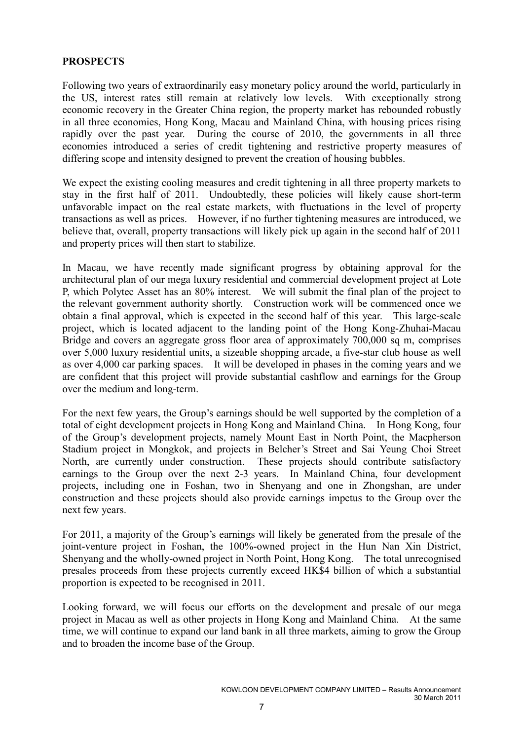## PROSPECTS

Following two years of extraordinarily easy monetary policy around the world, particularly in the US, interest rates still remain at relatively low levels. With exceptionally strong economic recovery in the Greater China region, the property market has rebounded robustly in all three economies, Hong Kong, Macau and Mainland China, with housing prices rising rapidly over the past year. During the course of 2010, the governments in all three economies introduced a series of credit tightening and restrictive property measures of differing scope and intensity designed to prevent the creation of housing bubbles.

We expect the existing cooling measures and credit tightening in all three property markets to stay in the first half of 2011. Undoubtedly, these policies will likely cause short-term unfavorable impact on the real estate markets, with fluctuations in the level of property transactions as well as prices. However, if no further tightening measures are introduced, we believe that, overall, property transactions will likely pick up again in the second half of 2011 and property prices will then start to stabilize.

In Macau, we have recently made significant progress by obtaining approval for the architectural plan of our mega luxury residential and commercial development project at Lote P, which Polytec Asset has an 80% interest. We will submit the final plan of the project to the relevant government authority shortly. Construction work will be commenced once we obtain a final approval, which is expected in the second half of this year. This large-scale project, which is located adjacent to the landing point of the Hong Kong-Zhuhai-Macau Bridge and covers an aggregate gross floor area of approximately 700,000 sq m, comprises over 5,000 luxury residential units, a sizeable shopping arcade, a five-star club house as well as over 4,000 car parking spaces. It will be developed in phases in the coming years and we are confident that this project will provide substantial cashflow and earnings for the Group over the medium and long-term.

For the next few years, the Group's earnings should be well supported by the completion of a total of eight development projects in Hong Kong and Mainland China. In Hong Kong, four of the Group's development projects, namely Mount East in North Point, the Macpherson Stadium project in Mongkok, and projects in Belcher's Street and Sai Yeung Choi Street North, are currently under construction. These projects should contribute satisfactory earnings to the Group over the next 2-3 years. In Mainland China, four development projects, including one in Foshan, two in Shenyang and one in Zhongshan, are under construction and these projects should also provide earnings impetus to the Group over the next few years.

For 2011, a majority of the Group's earnings will likely be generated from the presale of the joint-venture project in Foshan, the 100%-owned project in the Hun Nan Xin District, Shenyang and the wholly-owned project in North Point, Hong Kong. The total unrecognised presales proceeds from these projects currently exceed HK$4 billion of which a substantial proportion is expected to be recognised in 2011.

Looking forward, we will focus our efforts on the development and presale of our mega project in Macau as well as other projects in Hong Kong and Mainland China. At the same time, we will continue to expand our land bank in all three markets, aiming to grow the Group and to broaden the income base of the Group.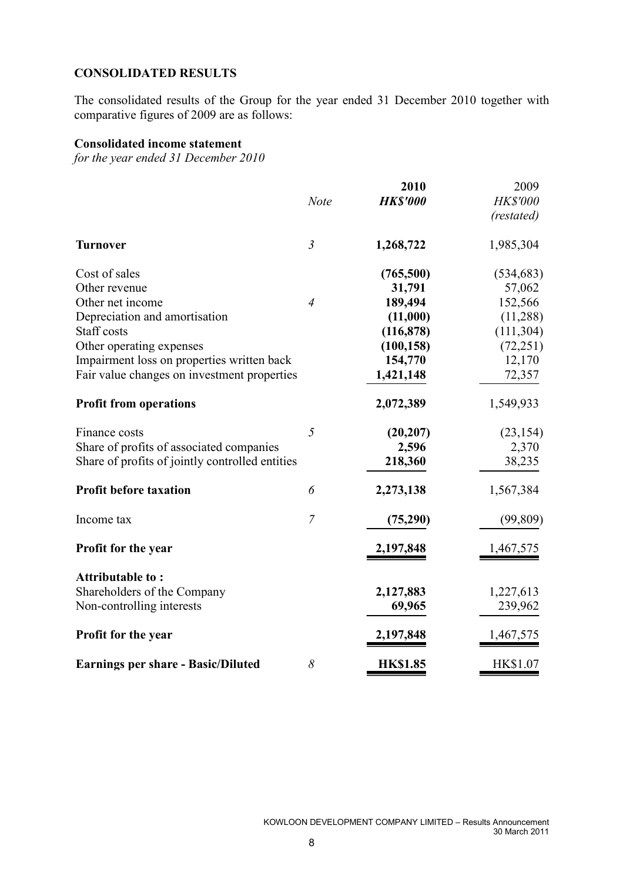## CONSOLIDATED RESULTS

The consolidated results of the Group for the year ended 31 December 2010 together with comparative figures of 2009 are as follows:

**Consolidated income statement**
*for the year ended 31 December 2010*

| | *Note* | **2010** | 2009 |
|---|---|---|---|
| | | ***HK$'000*** | *HK$'000* |
| | | | *(restated)* |
| **Turnover** | *3* | **1,268,722** | 1,985,304 |
| Cost of sales | | **(765,500)** | (534,683) |
| Other revenue | | **31,791** | 57,062 |
| Other net income | *4* | **189,494** | 152,566 |
| Depreciation and amortisation | | **(11,000)** | (11,288) |
| Staff costs | | **(116,878)** | (111,304) |
| Other operating expenses | | **(100,158)** | (72,251) |
| Impairment loss on properties written back | | **154,770** | 12,170 |
| Fair value changes on investment properties | | **1,421,148** | 72,357 |
| **Profit from operations** | | **2,072,389** | 1,549,933 |
| Finance costs | *5* | **(20,207)** | (23,154) |
| Share of profits of associated companies | | **2,596** | 2,370 |
| Share of profits of jointly controlled entities | | **218,360** | 38,235 |
| **Profit before taxation** | *6* | **2,273,138** | 1,567,384 |
| Income tax | *7* | **(75,290)** | (99,809) |
| **Profit for the year** | | **2,197,848** | 1,467,575 |
| **Attributable to :** | | | |
| Shareholders of the Company | | **2,127,883** | 1,227,613 |
| Non-controlling interests | | **69,965** | 239,962 |
| **Profit for the year** | | **2,197,848** | 1,467,575 |
| **Earnings per share - Basic/Diluted** | *8* | **HK$1.85** | HK$1.07 |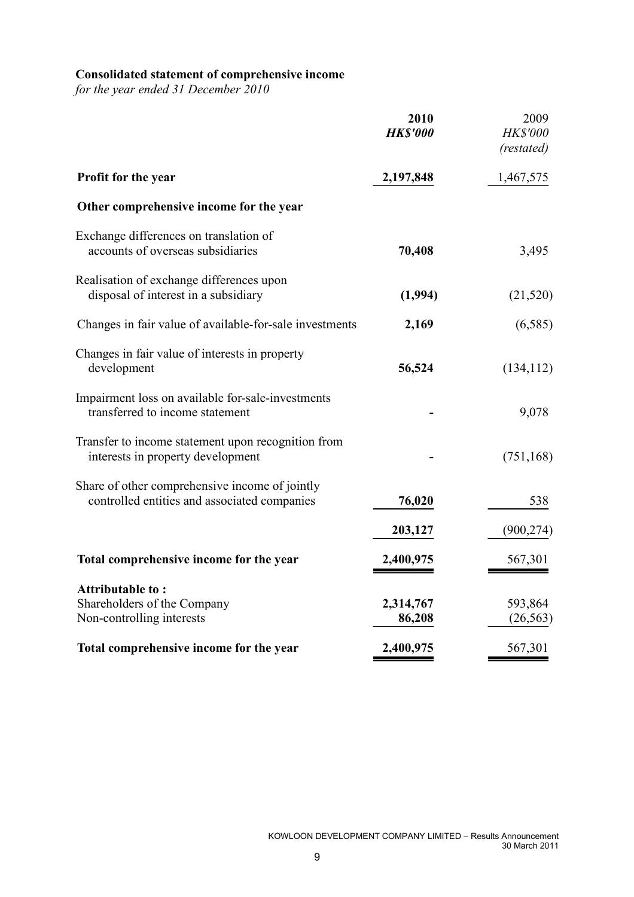**Consolidated statement of comprehensive income**

*for the year ended 31 December 2010*

| | **2010** | 2009 |
|---|---|---|
| | ***HK$'000*** | *HK$'000* |
| | | *(restated)* |
| **Profit for the year** | **2,197,848** | 1,467,575 |
| **Other comprehensive income for the year** | | |
| Exchange differences on translation of accounts of overseas subsidiaries | **70,408** | 3,495 |
| Realisation of exchange differences upon disposal of interest in a subsidiary | **(1,994)** | (21,520) |
| Changes in fair value of available-for-sale investments | **2,169** | (6,585) |
| Changes in fair value of interests in property development | **56,524** | (134,112) |
| Impairment loss on available for-sale-investments transferred to income statement | **-** | 9,078 |
| Transfer to income statement upon recognition from interests in property development | **-** | (751,168) |
| Share of other comprehensive income of jointly controlled entities and associated companies | **76,020** | 538 |
| | **203,127** | (900,274) |
| **Total comprehensive income for the year** | **2,400,975** | 567,301 |
| **Attributable to :** | | |
| Shareholders of the Company | **2,314,767** | 593,864 |
| Non-controlling interests | **86,208** | (26,563) |
| **Total comprehensive income for the year** | **2,400,975** | 567,301 |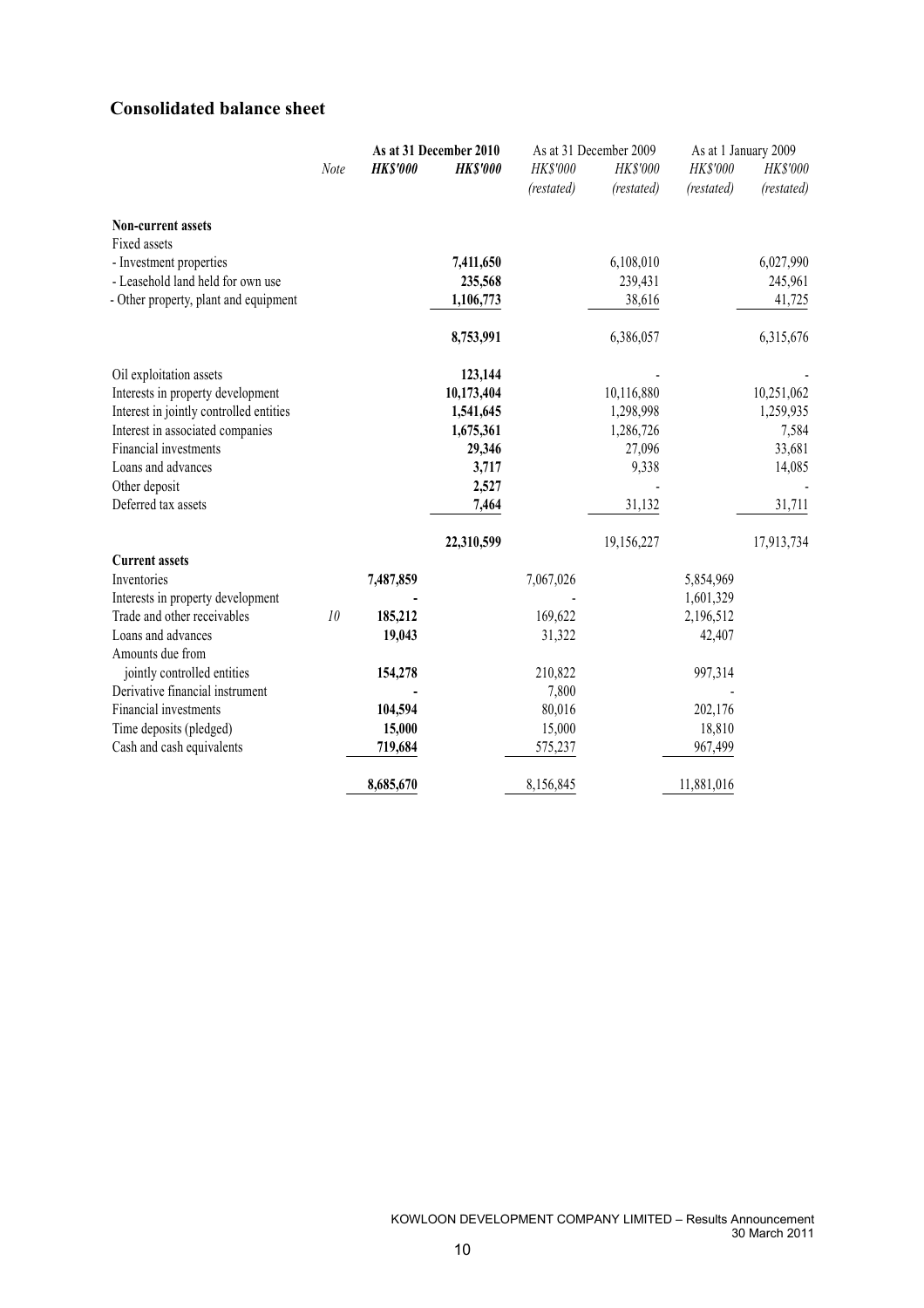## Consolidated balance sheet

| | Note | As at 31 December 2010 | | As at 31 December 2009 | | As at 1 January 2009 | |
|---|---|---|---|---|---|---|---|
| | | ***HK$'000*** | ***HK$'000*** | *HK$'000* *(restated)* | *HK$'000* *(restated)* | *HK$'000* *(restated)* | *HK$'000* *(restated)* |
| **Non-current assets** | | | | | | | |
| Fixed assets | | | | | | | |
| - Investment properties | | | **7,411,650** | | 6,108,010 | | 6,027,990 |
| - Leasehold land held for own use | | | **235,568** | | 239,431 | | 245,961 |
| - Other property, plant and equipment | | | **1,106,773** | | 38,616 | | 41,725 |
| | | | **8,753,991** | | 6,386,057 | | 6,315,676 |
| Oil exploitation assets | | | **123,144** | | - | | - |
| Interests in property development | | | **10,173,404** | | 10,116,880 | | 10,251,062 |
| Interest in jointly controlled entities | | | **1,541,645** | | 1,298,998 | | 1,259,935 |
| Interest in associated companies | | | **1,675,361** | | 1,286,726 | | 7,584 |
| Financial investments | | | **29,346** | | 27,096 | | 33,681 |
| Loans and advances | | | **3,717** | | 9,338 | | 14,085 |
| Other deposit | | | **2,527** | | - | | - |
| Deferred tax assets | | | **7,464** | | 31,132 | | 31,711 |
| | | | **22,310,599** | | 19,156,227 | | 17,913,734 |
| **Current assets** | | | | | | | |
| Inventories | | **7,487,859** | | 7,067,026 | | 5,854,969 | |
| Interests in property development | | **-** | | - | | 1,601,329 | |
| Trade and other receivables | *10* | **185,212** | | 169,622 | | 2,196,512 | |
| Loans and advances | | **19,043** | | 31,322 | | 42,407 | |
| Amounts due from jointly controlled entities | | **154,278** | | 210,822 | | 997,314 | |
| Derivative financial instrument | | **-** | | 7,800 | | - | |
| Financial investments | | **104,594** | | 80,016 | | 202,176 | |
| Time deposits (pledged) | | **15,000** | | 15,000 | | 18,810 | |
| Cash and cash equivalents | | **719,684** | | 575,237 | | 967,499 | |
| | | **8,685,670** | | 8,156,845 | | 11,881,016 | |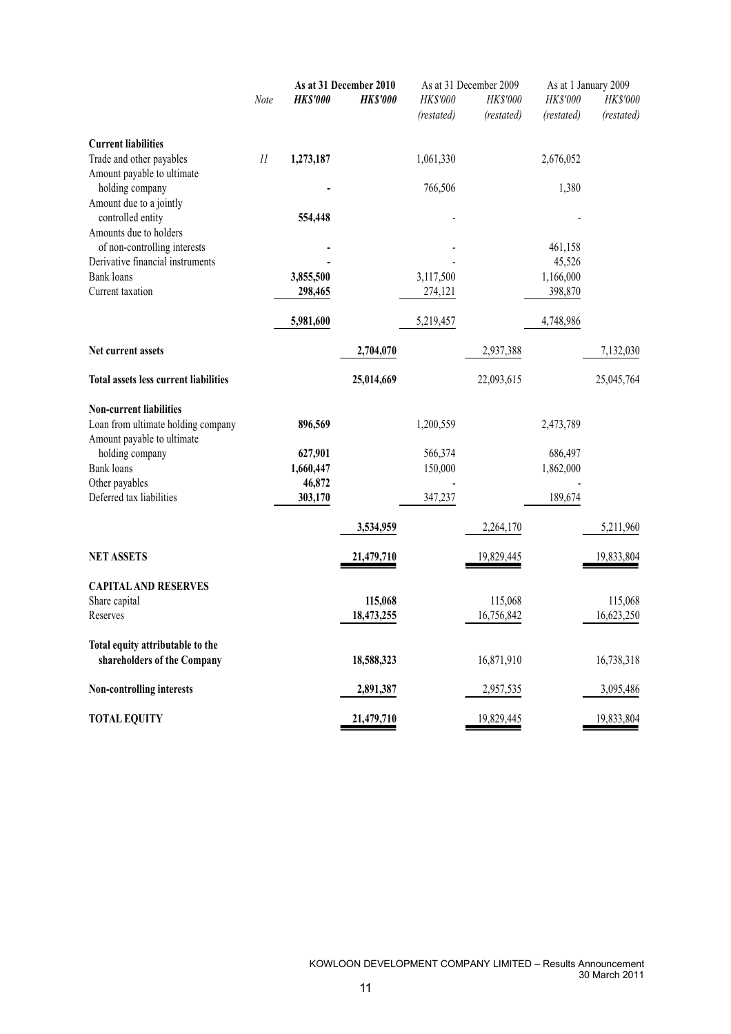| | Note | As at 31 December 2010 | | As at 31 December 2009 | | As at 1 January 2009 | |
|---|---|---|---|---|---|---|---|
| | | **HK$'000** | **HK$'000** | *HK$'000* *(restated)* | *HK$'000* *(restated)* | *HK$'000* *(restated)* | *HK$'000* *(restated)* |
| **Current liabilities** | | | | | | | |
| Trade and other payables | *11* | **1,273,187** | | 1,061,330 | | 2,676,052 | |
| Amount payable to ultimate holding company | | **-** | | 766,506 | | 1,380 | |
| Amount due to a jointly controlled entity | | **554,448** | | - | | - | |
| Amounts due to holders of non-controlling interests | | **-** | | - | | 461,158 | |
| Derivative financial instruments | | **-** | | - | | 45,526 | |
| Bank loans | | **3,855,500** | | 3,117,500 | | 1,166,000 | |
| Current taxation | | **298,465** | | 274,121 | | 398,870 | |
| | | **5,981,600** | | 5,219,457 | | 4,748,986 | |
| **Net current assets** | | | **2,704,070** | | 2,937,388 | | 7,132,030 |
| **Total assets less current liabilities** | | | **25,014,669** | | 22,093,615 | | 25,045,764 |
| **Non-current liabilities** | | | | | | | |
| Loan from ultimate holding company | | **896,569** | | 1,200,559 | | 2,473,789 | |
| Amount payable to ultimate holding company | | **627,901** | | 566,374 | | 686,497 | |
| Bank loans | | **1,660,447** | | 150,000 | | 1,862,000 | |
| Other payables | | **46,872** | | - | | - | |
| Deferred tax liabilities | | **303,170** | | 347,237 | | 189,674 | |
| | | | **3,534,959** | | 2,264,170 | | 5,211,960 |
| **NET ASSETS** | | | **21,479,710** | | 19,829,445 | | 19,833,804 |
| **CAPITAL AND RESERVES** | | | | | | | |
| Share capital | | | **115,068** | | 115,068 | | 115,068 |
| Reserves | | | **18,473,255** | | 16,756,842 | | 16,623,250 |
| **Total equity attributable to the shareholders of the Company** | | | **18,588,323** | | 16,871,910 | | 16,738,318 |
| **Non-controlling interests** | | | **2,891,387** | | 2,957,535 | | 3,095,486 |
| **TOTAL EQUITY** | | | **21,479,710** | | 19,829,445 | | 19,833,804 |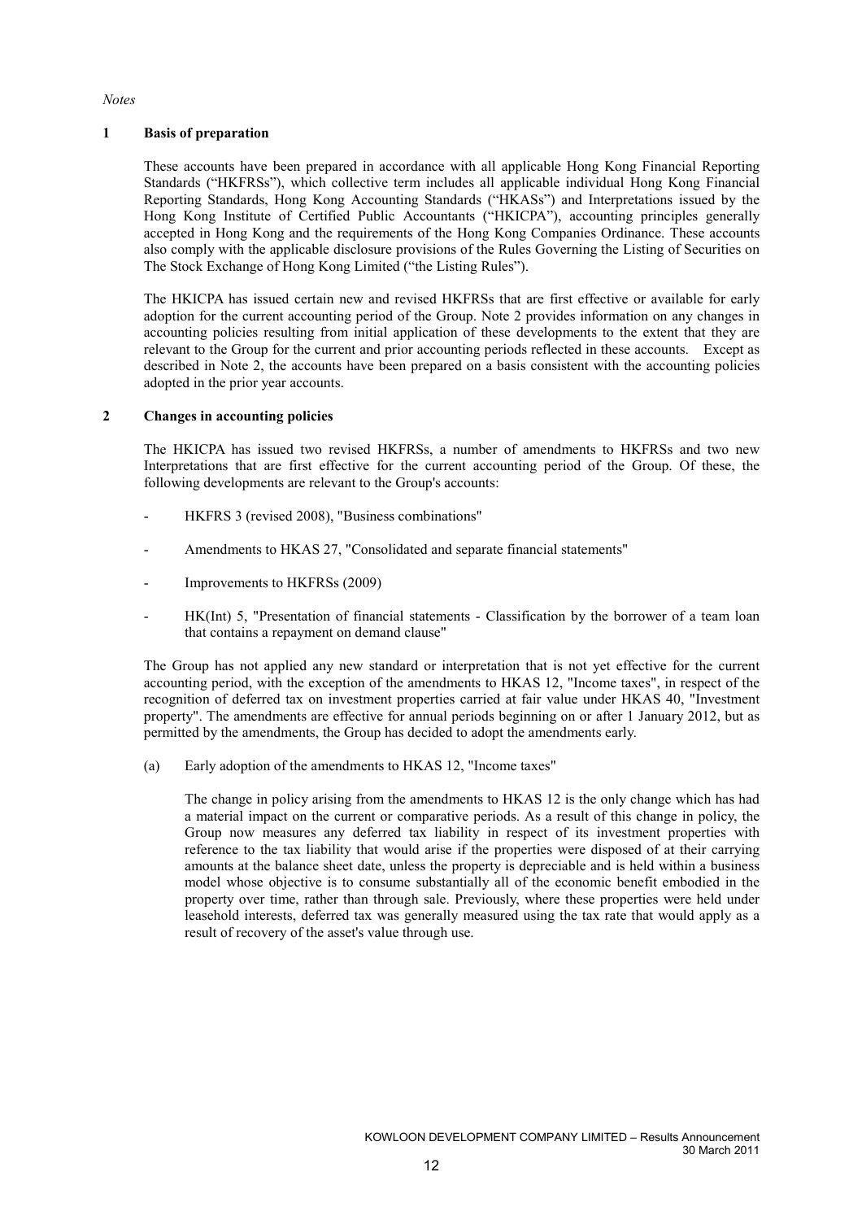*Notes*

## 1 Basis of preparation

These accounts have been prepared in accordance with all applicable Hong Kong Financial Reporting Standards ("HKFRSs"), which collective term includes all applicable individual Hong Kong Financial Reporting Standards, Hong Kong Accounting Standards ("HKASs") and Interpretations issued by the Hong Kong Institute of Certified Public Accountants ("HKICPA"), accounting principles generally accepted in Hong Kong and the requirements of the Hong Kong Companies Ordinance. These accounts also comply with the applicable disclosure provisions of the Rules Governing the Listing of Securities on The Stock Exchange of Hong Kong Limited ("the Listing Rules").

The HKICPA has issued certain new and revised HKFRSs that are first effective or available for early adoption for the current accounting period of the Group. Note 2 provides information on any changes in accounting policies resulting from initial application of these developments to the extent that they are relevant to the Group for the current and prior accounting periods reflected in these accounts. Except as described in Note 2, the accounts have been prepared on a basis consistent with the accounting policies adopted in the prior year accounts.

## 2 Changes in accounting policies

The HKICPA has issued two revised HKFRSs, a number of amendments to HKFRSs and two new Interpretations that are first effective for the current accounting period of the Group. Of these, the following developments are relevant to the Group's accounts:

- HKFRS 3 (revised 2008), "Business combinations"
- Amendments to HKAS 27, "Consolidated and separate financial statements"
- Improvements to HKFRSs (2009)
- HK(Int) 5, "Presentation of financial statements - Classification by the borrower of a team loan that contains a repayment on demand clause"

The Group has not applied any new standard or interpretation that is not yet effective for the current accounting period, with the exception of the amendments to HKAS 12, "Income taxes", in respect of the recognition of deferred tax on investment properties carried at fair value under HKAS 40, "Investment property". The amendments are effective for annual periods beginning on or after 1 January 2012, but as permitted by the amendments, the Group has decided to adopt the amendments early.

(a) Early adoption of the amendments to HKAS 12, "Income taxes"

The change in policy arising from the amendments to HKAS 12 is the only change which has had a material impact on the current or comparative periods. As a result of this change in policy, the Group now measures any deferred tax liability in respect of its investment properties with reference to the tax liability that would arise if the properties were disposed of at their carrying amounts at the balance sheet date, unless the property is depreciable and is held within a business model whose objective is to consume substantially all of the economic benefit embodied in the property over time, rather than through sale. Previously, where these properties were held under leasehold interests, deferred tax was generally measured using the tax rate that would apply as a result of recovery of the asset's value through use.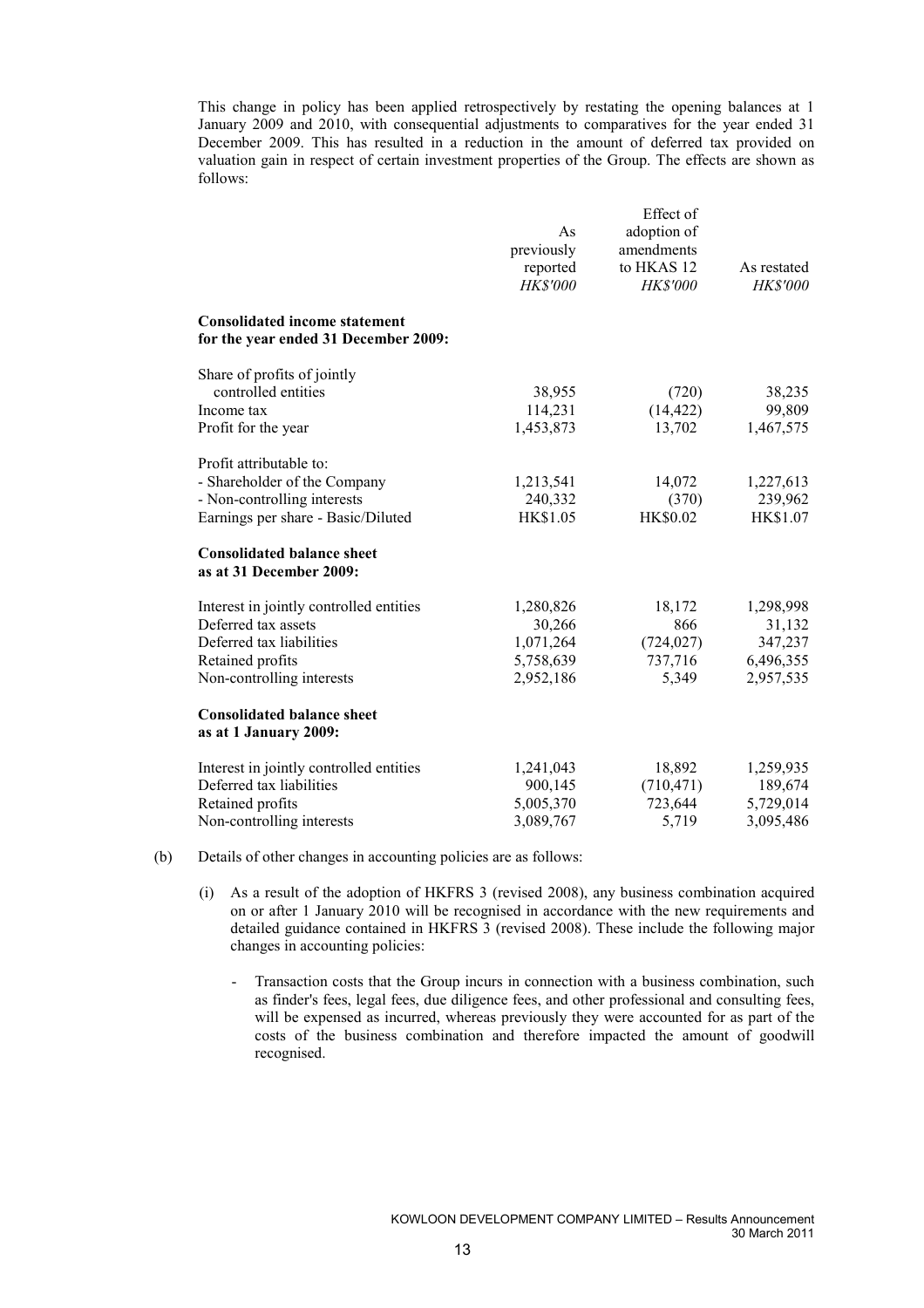This change in policy has been applied retrospectively by restating the opening balances at 1 January 2009 and 2010, with consequential adjustments to comparatives for the year ended 31 December 2009. This has resulted in a reduction in the amount of deferred tax provided on valuation gain in respect of certain investment properties of the Group. The effects are shown as follows:

| | As previously reported *HK$'000* | Effect of adoption of amendments to HKAS 12 *HK$'000* | As restated *HK$'000* |
|---|---|---|---|
| **Consolidated income statement for the year ended 31 December 2009:** | | | |
| Share of profits of jointly controlled entities | 38,955 | (720) | 38,235 |
| Income tax | 114,231 | (14,422) | 99,809 |
| Profit for the year | 1,453,873 | 13,702 | 1,467,575 |
| Profit attributable to: | | | |
| - Shareholder of the Company | 1,213,541 | 14,072 | 1,227,613 |
| - Non-controlling interests | 240,332 | (370) | 239,962 |
| Earnings per share - Basic/Diluted | HK$1.05 | HK$0.02 | HK$1.07 |
| **Consolidated balance sheet as at 31 December 2009:** | | | |
| Interest in jointly controlled entities | 1,280,826 | 18,172 | 1,298,998 |
| Deferred tax assets | 30,266 | 866 | 31,132 |
| Deferred tax liabilities | 1,071,264 | (724,027) | 347,237 |
| Retained profits | 5,758,639 | 737,716 | 6,496,355 |
| Non-controlling interests | 2,952,186 | 5,349 | 2,957,535 |
| **Consolidated balance sheet as at 1 January 2009:** | | | |
| Interest in jointly controlled entities | 1,241,043 | 18,892 | 1,259,935 |
| Deferred tax liabilities | 900,145 | (710,471) | 189,674 |
| Retained profits | 5,005,370 | 723,644 | 5,729,014 |
| Non-controlling interests | 3,089,767 | 5,719 | 3,095,486 |

(b) Details of other changes in accounting policies are as follows:

(i) As a result of the adoption of HKFRS 3 (revised 2008), any business combination acquired on or after 1 January 2010 will be recognised in accordance with the new requirements and detailed guidance contained in HKFRS 3 (revised 2008). These include the following major changes in accounting policies:

- Transaction costs that the Group incurs in connection with a business combination, such as finder's fees, legal fees, due diligence fees, and other professional and consulting fees, will be expensed as incurred, whereas previously they were accounted for as part of the costs of the business combination and therefore impacted the amount of goodwill recognised.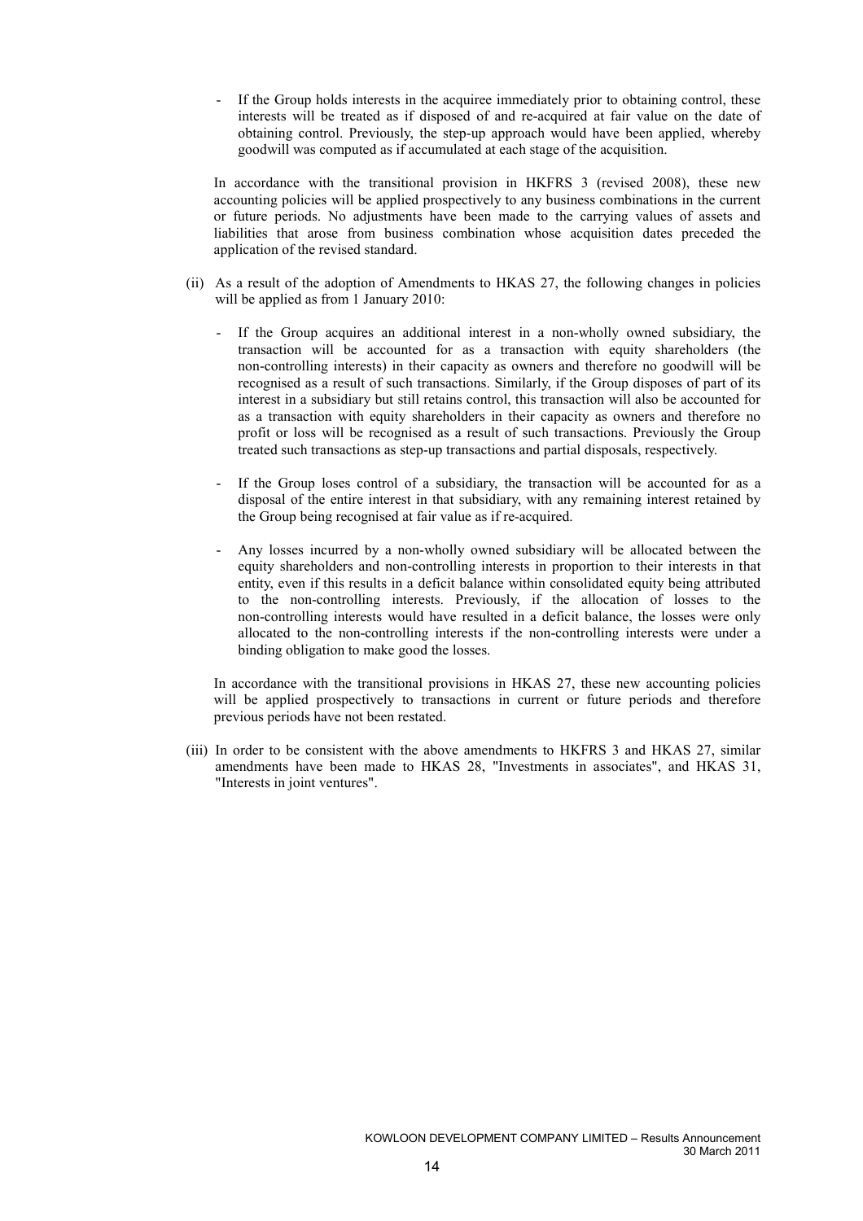- If the Group holds interests in the acquiree immediately prior to obtaining control, these interests will be treated as if disposed of and re-acquired at fair value on the date of obtaining control. Previously, the step-up approach would have been applied, whereby goodwill was computed as if accumulated at each stage of the acquisition.

In accordance with the transitional provision in HKFRS 3 (revised 2008), these new accounting policies will be applied prospectively to any business combinations in the current or future periods. No adjustments have been made to the carrying values of assets and liabilities that arose from business combination whose acquisition dates preceded the application of the revised standard.

(ii) As a result of the adoption of Amendments to HKAS 27, the following changes in policies will be applied as from 1 January 2010:

- If the Group acquires an additional interest in a non-wholly owned subsidiary, the transaction will be accounted for as a transaction with equity shareholders (the non-controlling interests) in their capacity as owners and therefore no goodwill will be recognised as a result of such transactions. Similarly, if the Group disposes of part of its interest in a subsidiary but still retains control, this transaction will also be accounted for as a transaction with equity shareholders in their capacity as owners and therefore no profit or loss will be recognised as a result of such transactions. Previously the Group treated such transactions as step-up transactions and partial disposals, respectively.

- If the Group loses control of a subsidiary, the transaction will be accounted for as a disposal of the entire interest in that subsidiary, with any remaining interest retained by the Group being recognised at fair value as if re-acquired.

- Any losses incurred by a non-wholly owned subsidiary will be allocated between the equity shareholders and non-controlling interests in proportion to their interests in that entity, even if this results in a deficit balance within consolidated equity being attributed to the non-controlling interests. Previously, if the allocation of losses to the non-controlling interests would have resulted in a deficit balance, the losses were only allocated to the non-controlling interests if the non-controlling interests were under a binding obligation to make good the losses.

In accordance with the transitional provisions in HKAS 27, these new accounting policies will be applied prospectively to transactions in current or future periods and therefore previous periods have not been restated.

(iii) In order to be consistent with the above amendments to HKFRS 3 and HKAS 27, similar amendments have been made to HKAS 28, "Investments in associates", and HKAS 31, "Interests in joint ventures".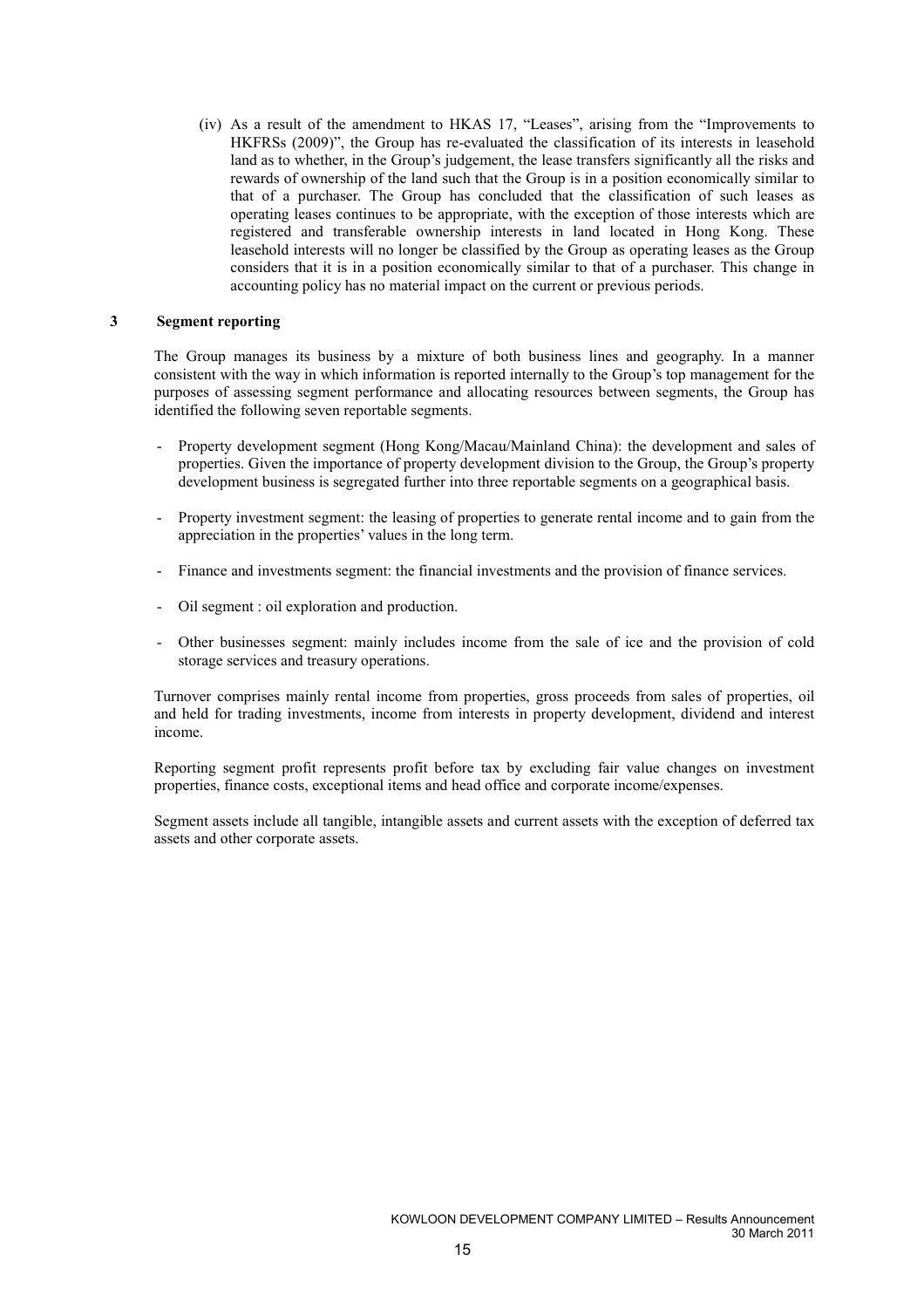(iv) As a result of the amendment to HKAS 17, "Leases", arising from the "Improvements to HKFRSs (2009)", the Group has re-evaluated the classification of its interests in leasehold land as to whether, in the Group's judgement, the lease transfers significantly all the risks and rewards of ownership of the land such that the Group is in a position economically similar to that of a purchaser. The Group has concluded that the classification of such leases as operating leases continues to be appropriate, with the exception of those interests which are registered and transferable ownership interests in land located in Hong Kong. These leasehold interests will no longer be classified by the Group as operating leases as the Group considers that it is in a position economically similar to that of a purchaser. This change in accounting policy has no material impact on the current or previous periods.

## 3 Segment reporting

The Group manages its business by a mixture of both business lines and geography. In a manner consistent with the way in which information is reported internally to the Group's top management for the purposes of assessing segment performance and allocating resources between segments, the Group has identified the following seven reportable segments.

- Property development segment (Hong Kong/Macau/Mainland China): the development and sales of properties. Given the importance of property development division to the Group, the Group's property development business is segregated further into three reportable segments on a geographical basis.

- Property investment segment: the leasing of properties to generate rental income and to gain from the appreciation in the properties' values in the long term.

- Finance and investments segment: the financial investments and the provision of finance services.

- Oil segment : oil exploration and production.

- Other businesses segment: mainly includes income from the sale of ice and the provision of cold storage services and treasury operations.

Turnover comprises mainly rental income from properties, gross proceeds from sales of properties, oil and held for trading investments, income from interests in property development, dividend and interest income.

Reporting segment profit represents profit before tax by excluding fair value changes on investment properties, finance costs, exceptional items and head office and corporate income/expenses.

Segment assets include all tangible, intangible assets and current assets with the exception of deferred tax assets and other corporate assets.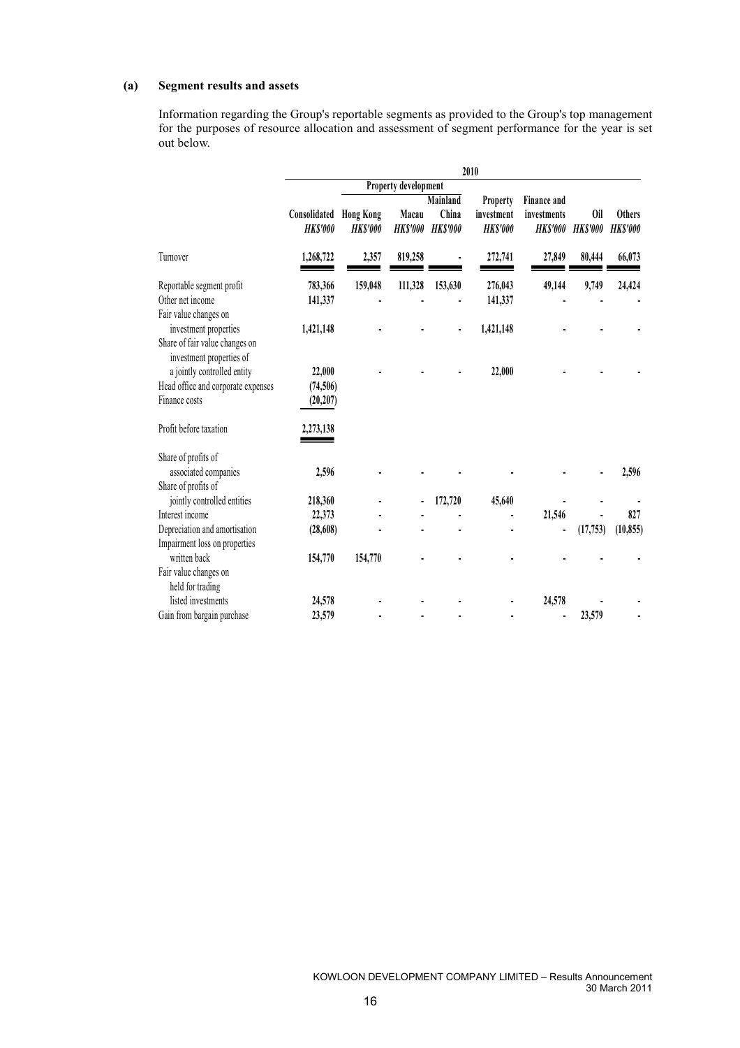**(a) Segment results and assets**

Information regarding the Group's reportable segments as provided to the Group's top management for the purposes of resource allocation and assessment of segment performance for the year is set out below.

| | 2010 | | | | | | | |
|---|---|---|---|---|---|---|---|---|
| | | Property development | | | | | | |
| | Consolidated *HK$'000* | Hong Kong *HK$'000* | Macau *HK$'000* | Mainland China *HK$'000* | Property investment *HK$'000* | Finance and investments *HK$'000* | Oil *HK$'000* | Others *HK$'000* |
| Turnover | 1,268,722 | 2,357 | 819,258 | - | 272,741 | 27,849 | 80,444 | 66,073 |
| Reportable segment profit | 783,366 | 159,048 | 111,328 | 153,630 | 276,043 | 49,144 | 9,749 | 24,424 |
| Other net income | 141,337 | - | - | - | 141,337 | - | - | - |
| Fair value changes on investment properties | 1,421,148 | - | - | - | 1,421,148 | - | - | - |
| Share of fair value changes on investment properties of a jointly controlled entity | 22,000 | - | - | - | 22,000 | - | - | - |
| Head office and corporate expenses | (74,506) | | | | | | | |
| Finance costs | (20,207) | | | | | | | |
| Profit before taxation | 2,273,138 | | | | | | | |
| Share of profits of associated companies | 2,596 | - | - | - | - | - | - | 2,596 |
| Share of profits of jointly controlled entities | 218,360 | - | - | 172,720 | 45,640 | - | - | - |
| Interest income | 22,373 | - | - | - | - | 21,546 | - | 827 |
| Depreciation and amortisation | (28,608) | - | - | - | - | - | (17,753) | (10,855) |
| Impairment loss on properties written back | 154,770 | 154,770 | - | - | - | - | - | - |
| Fair value changes on held for trading listed investments | 24,578 | - | - | - | - | 24,578 | - | - |
| Gain from bargain purchase | 23,579 | - | - | - | - | - | 23,579 | - |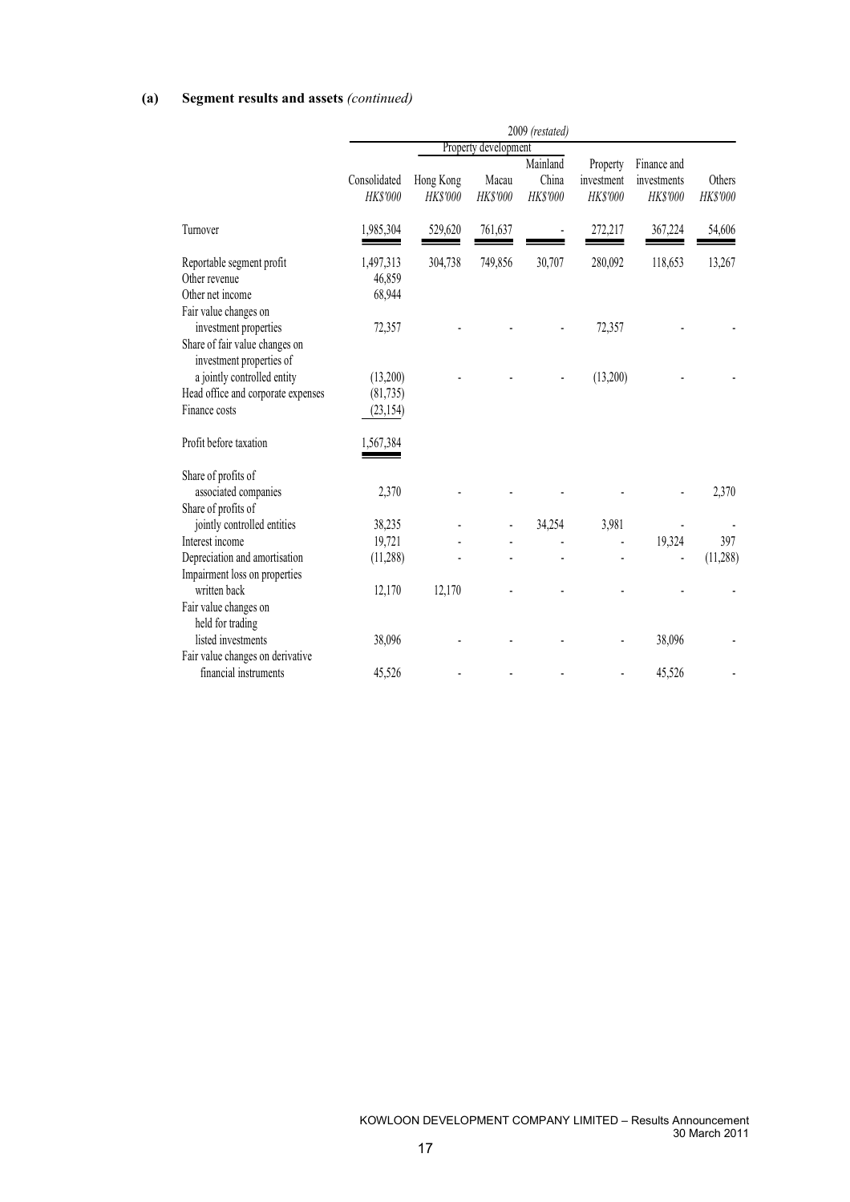## (a) Segment results and assets *(continued)*

| | 2009 *(restated)* | | | | | | |
|---|---|---|---|---|---|---|---|
| | | Property development | | | | | |
| | Consolidated | Hong Kong | Macau | Mainland China | Property investment | Finance and investments | Others |
| | *HK$'000* | *HK$'000* | *HK$'000* | *HK$'000* | *HK$'000* | *HK$'000* | *HK$'000* |
| Turnover | 1,985,304 | 529,620 | 761,637 | - | 272,217 | 367,224 | 54,606 |
| Reportable segment profit | 1,497,313 | 304,738 | 749,856 | 30,707 | 280,092 | 118,653 | 13,267 |
| Other revenue | 46,859 | | | | | | |
| Other net income | 68,944 | | | | | | |
| Fair value changes on investment properties | 72,357 | - | - | - | 72,357 | - | - |
| Share of fair value changes on investment properties of a jointly controlled entity | (13,200) | - | - | - | (13,200) | - | - |
| Head office and corporate expenses | (81,735) | | | | | | |
| Finance costs | (23,154) | | | | | | |
| Profit before taxation | 1,567,384 | | | | | | |
| Share of profits of associated companies | 2,370 | - | - | - | - | - | 2,370 |
| Share of profits of jointly controlled entities | 38,235 | - | - | 34,254 | 3,981 | - | - |
| Interest income | 19,721 | - | - | - | - | 19,324 | 397 |
| Depreciation and amortisation | (11,288) | - | - | - | - | - | (11,288) |
| Impairment loss on properties written back | 12,170 | 12,170 | - | - | - | - | - |
| Fair value changes on held for trading listed investments | 38,096 | - | - | - | - | 38,096 | - |
| Fair value changes on derivative financial instruments | 45,526 | - | - | - | - | 45,526 | - |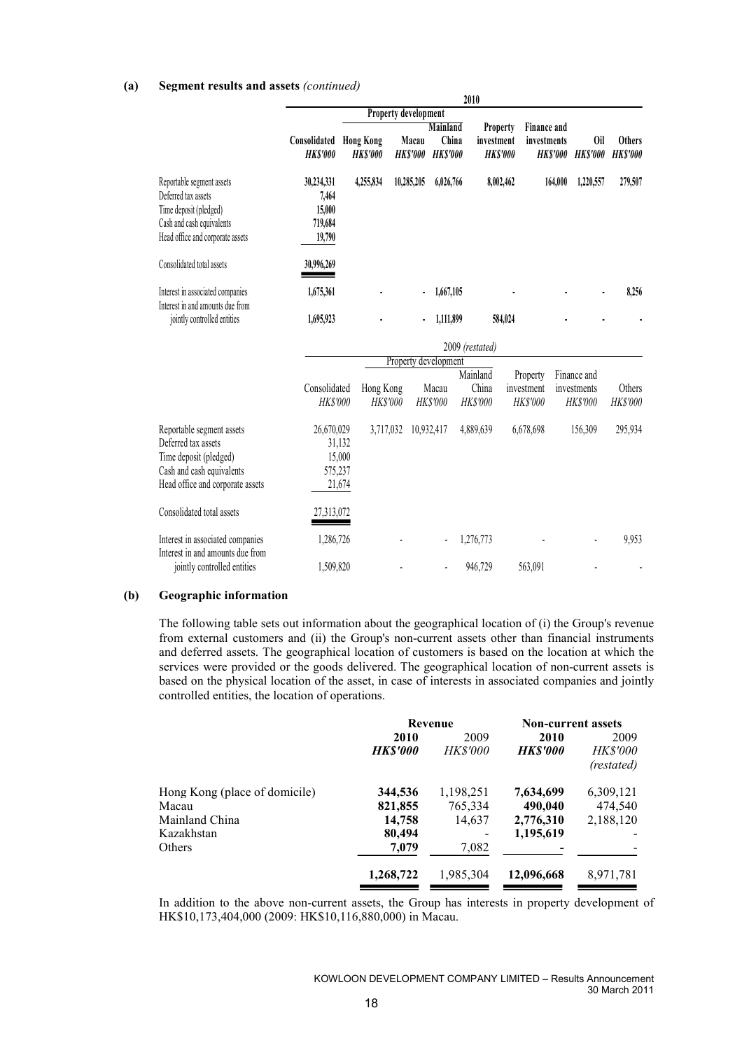**(a) Segment results and assets** *(continued)*

| | 2010 | | | | | | | |
|---|---|---|---|---|---|---|---|---|
| | | Property development | | | | | | |
| | **Consolidated** | **Hong Kong** | **Macau** | **Mainland China** | **Property investment** | **Finance and investments** | **Oil** | **Others** |
| | ***HK$'000*** | ***HK$'000*** | ***HK$'000*** | ***HK$'000*** | ***HK$'000*** | ***HK$'000*** | ***HK$'000*** | ***HK$'000*** |
| Reportable segment assets | **30,234,331** | **4,255,834** | **10,285,205** | **6,026,766** | **8,002,462** | **164,000** | **1,220,557** | **279,507** |
| Deferred tax assets | **7,464** | | | | | | | |
| Time deposit (pledged) | **15,000** | | | | | | | |
| Cash and cash equivalents | **719,684** | | | | | | | |
| Head office and corporate assets | **19,790** | | | | | | | |
| Consolidated total assets | **30,996,269** | | | | | | | |
| Interest in associated companies | **1,675,361** | **-** | **-** | **1,667,105** | **-** | **-** | **-** | **8,256** |
| Interest in and amounts due from jointly controlled entities | **1,695,923** | **-** | **-** | **1,111,899** | **584,024** | **-** | **-** | **-** |

| | 2009 *(restated)* | | | | | | |
|---|---|---|---|---|---|---|---|
| | | Property development | | | | | |
| | Consolidated | Hong Kong | Macau | Mainland China | Property investment | Finance and investments | Others |
| | *HK$'000* | *HK$'000* | *HK$'000* | *HK$'000* | *HK$'000* | *HK$'000* | *HK$'000* |
| Reportable segment assets | 26,670,029 | 3,717,032 | 10,932,417 | 4,889,639 | 6,678,698 | 156,309 | 295,934 |
| Deferred tax assets | 31,132 | | | | | | |
| Time deposit (pledged) | 15,000 | | | | | | |
| Cash and cash equivalents | 575,237 | | | | | | |
| Head office and corporate assets | 21,674 | | | | | | |
| Consolidated total assets | 27,313,072 | | | | | | |
| Interest in associated companies | 1,286,726 | - | - | 1,276,773 | - | - | 9,953 |
| Interest in and amounts due from jointly controlled entities | 1,509,820 | - | - | 946,729 | 563,091 | - | - |

**(b) Geographic information**

The following table sets out information about the geographical location of (i) the Group's revenue from external customers and (ii) the Group's non-current assets other than financial instruments and deferred assets. The geographical location of customers is based on the location at which the services were provided or the goods delivered. The geographical location of non-current assets is based on the physical location of the asset, in case of interests in associated companies and jointly controlled entities, the location of operations.

| | Revenue | | Non-current assets | |
|---|---|---|---|---|
| | **2010** | 2009 | **2010** | 2009 |
| | ***HK$'000*** | *HK$'000* | ***HK$'000*** | *HK$'000* *(restated)* |
| Hong Kong (place of domicile) | **344,536** | 1,198,251 | **7,634,699** | 6,309,121 |
| Macau | **821,855** | 765,334 | **490,040** | 474,540 |
| Mainland China | **14,758** | 14,637 | **2,776,310** | 2,188,120 |
| Kazakhstan | **80,494** | - | **1,195,619** | - |
| Others | **7,079** | 7,082 | **-** | - |
| | **1,268,722** | 1,985,304 | **12,096,668** | 8,971,781 |

In addition to the above non-current assets, the Group has interests in property development of HK$10,173,404,000 (2009: HK$10,116,880,000) in Macau.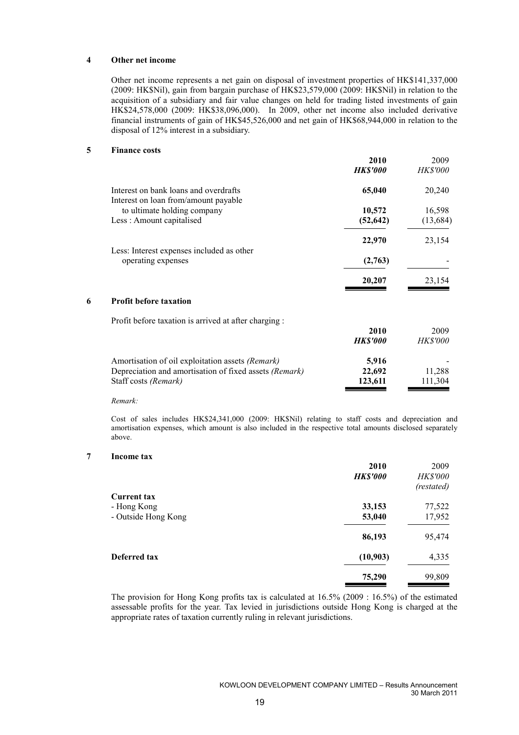## 4 Other net income

Other net income represents a net gain on disposal of investment properties of HK$141,337,000 (2009: HK$Nil), gain from bargain purchase of HK$23,579,000 (2009: HK$Nil) in relation to the acquisition of a subsidiary and fair value changes on held for trading listed investments of gain HK$24,578,000 (2009: HK$38,096,000). In 2009, other net income also included derivative financial instruments of gain of HK$45,526,000 and net gain of HK$68,944,000 in relation to the disposal of 12% interest in a subsidiary.

## 5 Finance costs

| | **2010** | 2009 |
|---|---|---|
| | ***HK$'000*** | *HK$'000* |
| Interest on bank loans and overdrafts | **65,040** | 20,240 |
| Interest on loan from/amount payable to ultimate holding company | **10,572** | 16,598 |
| Less : Amount capitalised | **(52,642)** | (13,684) |
| | **22,970** | 23,154 |
| Less: Interest expenses included as other operating expenses | **(2,763)** | - |
| | **20,207** | 23,154 |

## 6 Profit before taxation

Profit before taxation is arrived at after charging :

| | **2010** | 2009 |
|---|---|---|
| | ***HK$'000*** | *HK$'000* |
| Amortisation of oil exploitation assets *(Remark)* | **5,916** | - |
| Depreciation and amortisation of fixed assets *(Remark)* | **22,692** | 11,288 |
| Staff costs *(Remark)* | **123,611** | 111,304 |

*Remark:*

Cost of sales includes HK$24,341,000 (2009: HK$Nil) relating to staff costs and depreciation and amortisation expenses, which amount is also included in the respective total amounts disclosed separately above.

## 7 Income tax

| | **2010** | 2009 |
|---|---|---|
| | ***HK$'000*** | *HK$'000* |
| | | *(restated)* |
| **Current tax** | | |
| - Hong Kong | **33,153** | 77,522 |
| - Outside Hong Kong | **53,040** | 17,952 |
| | **86,193** | 95,474 |
| **Deferred tax** | **(10,903)** | 4,335 |
| | **75,290** | 99,809 |

The provision for Hong Kong profits tax is calculated at 16.5% (2009 : 16.5%) of the estimated assessable profits for the year. Tax levied in jurisdictions outside Hong Kong is charged at the appropriate rates of taxation currently ruling in relevant jurisdictions.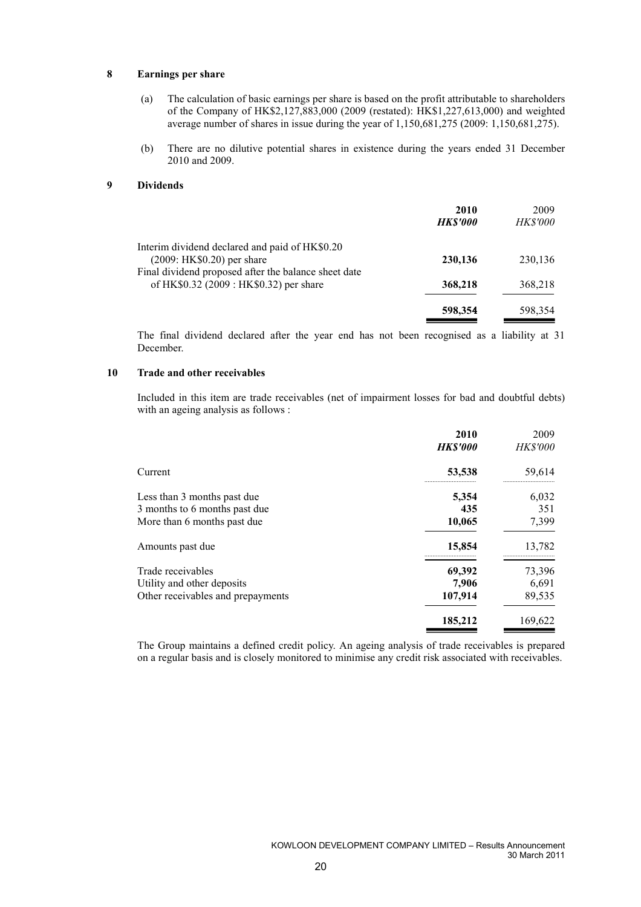## 8 Earnings per share

(a) The calculation of basic earnings per share is based on the profit attributable to shareholders of the Company of HK$2,127,883,000 (2009 (restated): HK$1,227,613,000) and weighted average number of shares in issue during the year of 1,150,681,275 (2009: 1,150,681,275).

(b) There are no dilutive potential shares in existence during the years ended 31 December 2010 and 2009.

## 9 Dividends

| | **2010** | 2009 |
|---|---|---|
| | ***HK$'000*** | *HK$'000* |
| Interim dividend declared and paid of HK$0.20 (2009: HK$0.20) per share | **230,136** | 230,136 |
| Final dividend proposed after the balance sheet date of HK$0.32 (2009 : HK$0.32) per share | **368,218** | 368,218 |
| | **598,354** | 598,354 |

The final dividend declared after the year end has not been recognised as a liability at 31 December.

## 10 Trade and other receivables

Included in this item are trade receivables (net of impairment losses for bad and doubtful debts) with an ageing analysis as follows :

| | **2010** | 2009 |
|---|---|---|
| | ***HK$'000*** | *HK$'000* |
| Current | **53,538** | 59,614 |
| Less than 3 months past due | **5,354** | 6,032 |
| 3 months to 6 months past due | **435** | 351 |
| More than 6 months past due | **10,065** | 7,399 |
| Amounts past due | **15,854** | 13,782 |
| Trade receivables | **69,392** | 73,396 |
| Utility and other deposits | **7,906** | 6,691 |
| Other receivables and prepayments | **107,914** | 89,535 |
| | **185,212** | 169,622 |

The Group maintains a defined credit policy. An ageing analysis of trade receivables is prepared on a regular basis and is closely monitored to minimise any credit risk associated with receivables.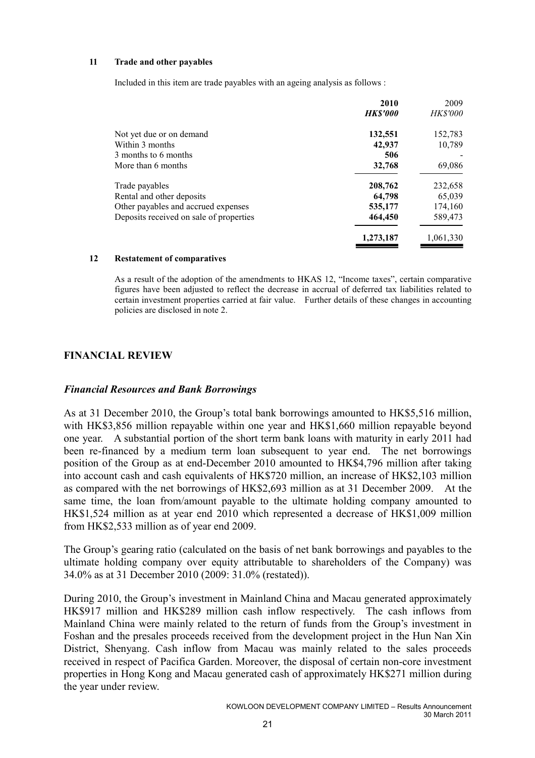**11 Trade and other payables**

Included in this item are trade payables with an ageing analysis as follows :

| | **2010** | 2009 |
|---|---|---|
| | ***HK$'000*** | *HK$'000* |
| Not yet due or on demand | **132,551** | 152,783 |
| Within 3 months | **42,937** | 10,789 |
| 3 months to 6 months | **506** | - |
| More than 6 months | **32,768** | 69,086 |
| Trade payables | **208,762** | 232,658 |
| Rental and other deposits | **64,798** | 65,039 |
| Other payables and accrued expenses | **535,177** | 174,160 |
| Deposits received on sale of properties | **464,450** | 589,473 |
| | **1,273,187** | 1,061,330 |

**12 Restatement of comparatives**

As a result of the adoption of the amendments to HKAS 12, "Income taxes", certain comparative figures have been adjusted to reflect the decrease in accrual of deferred tax liabilities related to certain investment properties carried at fair value. Further details of these changes in accounting policies are disclosed in note 2.

## FINANCIAL REVIEW

### *Financial Resources and Bank Borrowings*

As at 31 December 2010, the Group's total bank borrowings amounted to HK$5,516 million, with HK$3,856 million repayable within one year and HK$1,660 million repayable beyond one year. A substantial portion of the short term bank loans with maturity in early 2011 had been re-financed by a medium term loan subsequent to year end. The net borrowings position of the Group as at end-December 2010 amounted to HK$4,796 million after taking into account cash and cash equivalents of HK$720 million, an increase of HK$2,103 million as compared with the net borrowings of HK$2,693 million as at 31 December 2009. At the same time, the loan from/amount payable to the ultimate holding company amounted to HK$1,524 million as at year end 2010 which represented a decrease of HK$1,009 million from HK$2,533 million as of year end 2009.

The Group's gearing ratio (calculated on the basis of net bank borrowings and payables to the ultimate holding company over equity attributable to shareholders of the Company) was 34.0% as at 31 December 2010 (2009: 31.0% (restated)).

During 2010, the Group's investment in Mainland China and Macau generated approximately HK$917 million and HK$289 million cash inflow respectively. The cash inflows from Mainland China were mainly related to the return of funds from the Group's investment in Foshan and the presales proceeds received from the development project in the Hun Nan Xin District, Shenyang. Cash inflow from Macau was mainly related to the sales proceeds received in respect of Pacifica Garden. Moreover, the disposal of certain non-core investment properties in Hong Kong and Macau generated cash of approximately HK$271 million during the year under review.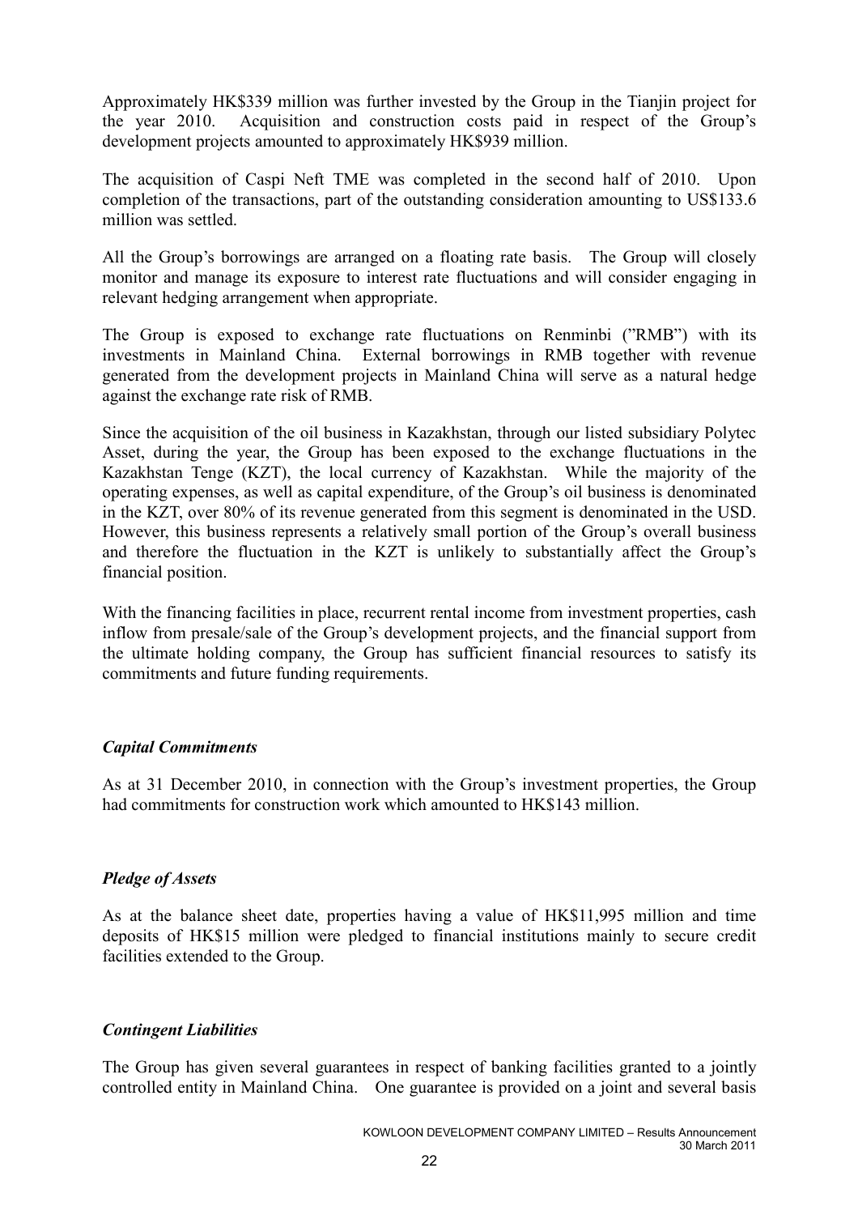Approximately HK$339 million was further invested by the Group in the Tianjin project for the year 2010. Acquisition and construction costs paid in respect of the Group's development projects amounted to approximately HK$939 million.

The acquisition of Caspi Neft TME was completed in the second half of 2010. Upon completion of the transactions, part of the outstanding consideration amounting to US$133.6 million was settled.

All the Group's borrowings are arranged on a floating rate basis. The Group will closely monitor and manage its exposure to interest rate fluctuations and will consider engaging in relevant hedging arrangement when appropriate.

The Group is exposed to exchange rate fluctuations on Renminbi ("RMB") with its investments in Mainland China. External borrowings in RMB together with revenue generated from the development projects in Mainland China will serve as a natural hedge against the exchange rate risk of RMB.

Since the acquisition of the oil business in Kazakhstan, through our listed subsidiary Polytec Asset, during the year, the Group has been exposed to the exchange fluctuations in the Kazakhstan Tenge (KZT), the local currency of Kazakhstan. While the majority of the operating expenses, as well as capital expenditure, of the Group's oil business is denominated in the KZT, over 80% of its revenue generated from this segment is denominated in the USD. However, this business represents a relatively small portion of the Group's overall business and therefore the fluctuation in the KZT is unlikely to substantially affect the Group's financial position.

With the financing facilities in place, recurrent rental income from investment properties, cash inflow from presale/sale of the Group's development projects, and the financial support from the ultimate holding company, the Group has sufficient financial resources to satisfy its commitments and future funding requirements.

***Capital Commitments***

As at 31 December 2010, in connection with the Group's investment properties, the Group had commitments for construction work which amounted to HK$143 million.

***Pledge of Assets***

As at the balance sheet date, properties having a value of HK$11,995 million and time deposits of HK$15 million were pledged to financial institutions mainly to secure credit facilities extended to the Group.

***Contingent Liabilities***

The Group has given several guarantees in respect of banking facilities granted to a jointly controlled entity in Mainland China. One guarantee is provided on a joint and several basis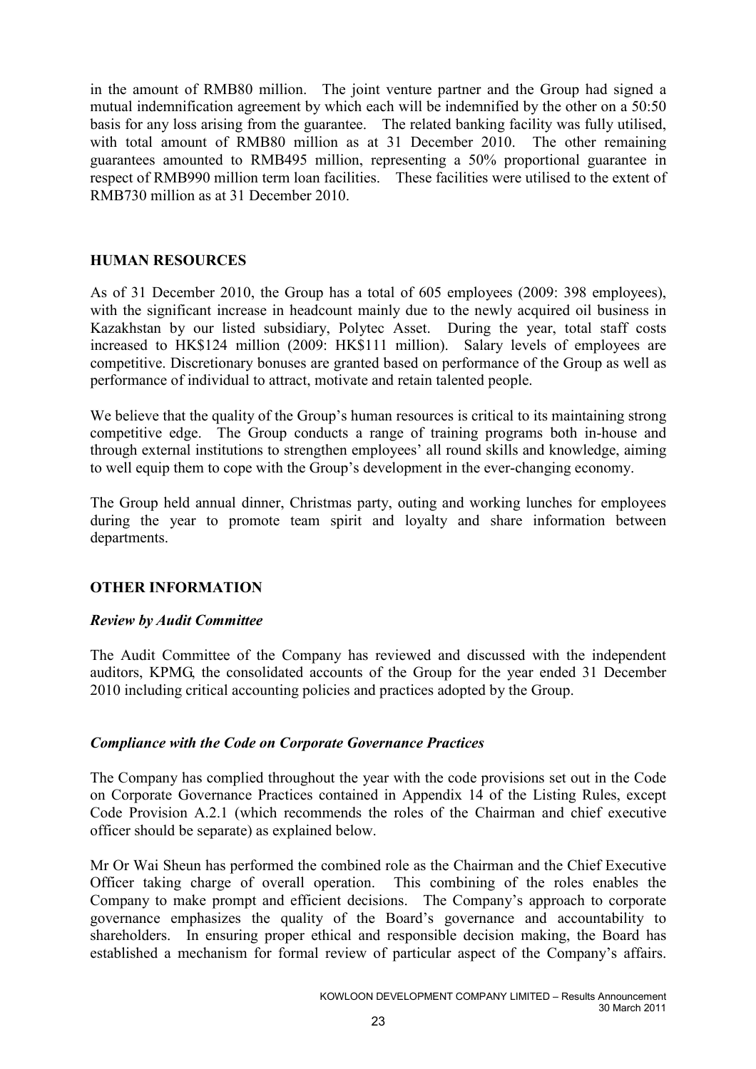in the amount of RMB80 million. The joint venture partner and the Group had signed a mutual indemnification agreement by which each will be indemnified by the other on a 50:50 basis for any loss arising from the guarantee. The related banking facility was fully utilised, with total amount of RMB80 million as at 31 December 2010. The other remaining guarantees amounted to RMB495 million, representing a 50% proportional guarantee in respect of RMB990 million term loan facilities. These facilities were utilised to the extent of RMB730 million as at 31 December 2010.

## HUMAN RESOURCES

As of 31 December 2010, the Group has a total of 605 employees (2009: 398 employees), with the significant increase in headcount mainly due to the newly acquired oil business in Kazakhstan by our listed subsidiary, Polytec Asset. During the year, total staff costs increased to HK$124 million (2009: HK$111 million). Salary levels of employees are competitive. Discretionary bonuses are granted based on performance of the Group as well as performance of individual to attract, motivate and retain talented people.

We believe that the quality of the Group's human resources is critical to its maintaining strong competitive edge. The Group conducts a range of training programs both in-house and through external institutions to strengthen employees' all round skills and knowledge, aiming to well equip them to cope with the Group's development in the ever-changing economy.

The Group held annual dinner, Christmas party, outing and working lunches for employees during the year to promote team spirit and loyalty and share information between departments.

## OTHER INFORMATION

### *Review by Audit Committee*

The Audit Committee of the Company has reviewed and discussed with the independent auditors, KPMG, the consolidated accounts of the Group for the year ended 31 December 2010 including critical accounting policies and practices adopted by the Group.

### *Compliance with the Code on Corporate Governance Practices*

The Company has complied throughout the year with the code provisions set out in the Code on Corporate Governance Practices contained in Appendix 14 of the Listing Rules, except Code Provision A.2.1 (which recommends the roles of the Chairman and chief executive officer should be separate) as explained below.

Mr Or Wai Sheun has performed the combined role as the Chairman and the Chief Executive Officer taking charge of overall operation. This combining of the roles enables the Company to make prompt and efficient decisions. The Company's approach to corporate governance emphasizes the quality of the Board's governance and accountability to shareholders. In ensuring proper ethical and responsible decision making, the Board has established a mechanism for formal review of particular aspect of the Company's affairs.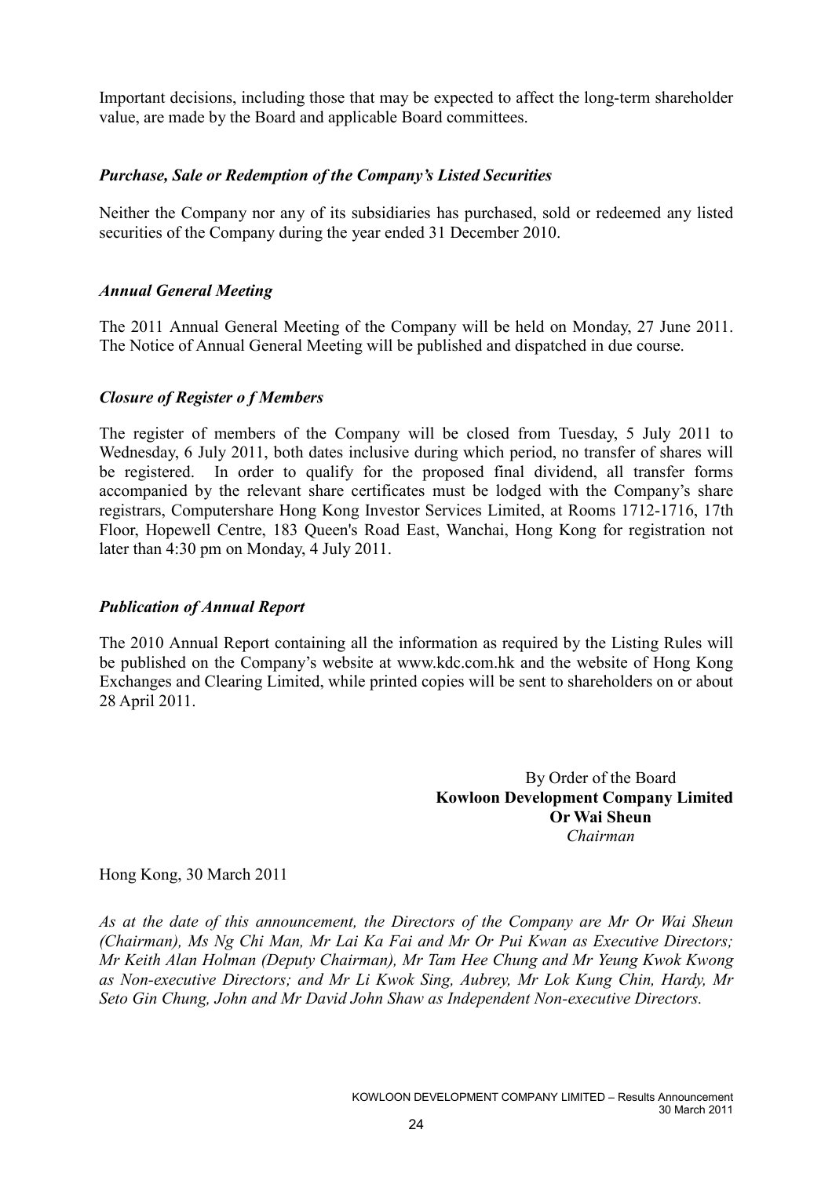Important decisions, including those that may be expected to affect the long-term shareholder value, are made by the Board and applicable Board committees.

### *Purchase, Sale or Redemption of the Company's Listed Securities*

Neither the Company nor any of its subsidiaries has purchased, sold or redeemed any listed securities of the Company during the year ended 31 December 2010.

### *Annual General Meeting*

The 2011 Annual General Meeting of the Company will be held on Monday, 27 June 2011. The Notice of Annual General Meeting will be published and dispatched in due course.

### *Closure of Register o f Members*

The register of members of the Company will be closed from Tuesday, 5 July 2011 to Wednesday, 6 July 2011, both dates inclusive during which period, no transfer of shares will be registered. In order to qualify for the proposed final dividend, all transfer forms accompanied by the relevant share certificates must be lodged with the Company's share registrars, Computershare Hong Kong Investor Services Limited, at Rooms 1712-1716, 17th Floor, Hopewell Centre, 183 Queen's Road East, Wanchai, Hong Kong for registration not later than 4:30 pm on Monday, 4 July 2011.

### *Publication of Annual Report*

The 2010 Annual Report containing all the information as required by the Listing Rules will be published on the Company's website at www.kdc.com.hk and the website of Hong Kong Exchanges and Clearing Limited, while printed copies will be sent to shareholders on or about 28 April 2011.

By Order of the Board
**Kowloon Development Company Limited**
**Or Wai Sheun**
*Chairman*

Hong Kong, 30 March 2011

*As at the date of this announcement, the Directors of the Company are Mr Or Wai Sheun (Chairman), Ms Ng Chi Man, Mr Lai Ka Fai and Mr Or Pui Kwan as Executive Directors; Mr Keith Alan Holman (Deputy Chairman), Mr Tam Hee Chung and Mr Yeung Kwok Kwong as Non-executive Directors; and Mr Li Kwok Sing, Aubrey, Mr Lok Kung Chin, Hardy, Mr Seto Gin Chung, John and Mr David John Shaw as Independent Non-executive Directors.*